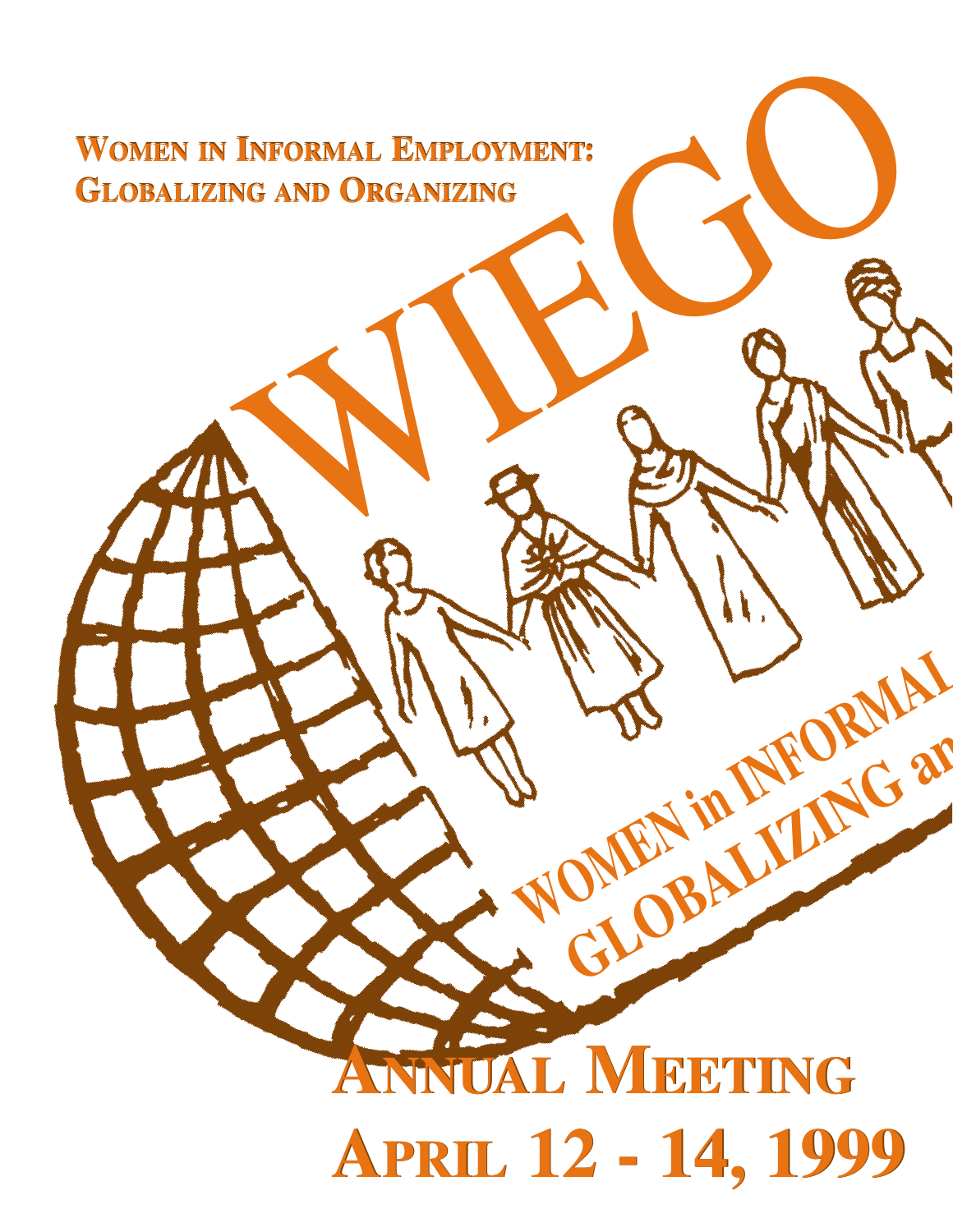# Women in Informal Employment: Globalizing and Organizing

# WIEGO

WOMEN in INFORMAL
GLOBALIZING an

## Annual Meeting

## April 12 - 14, 1999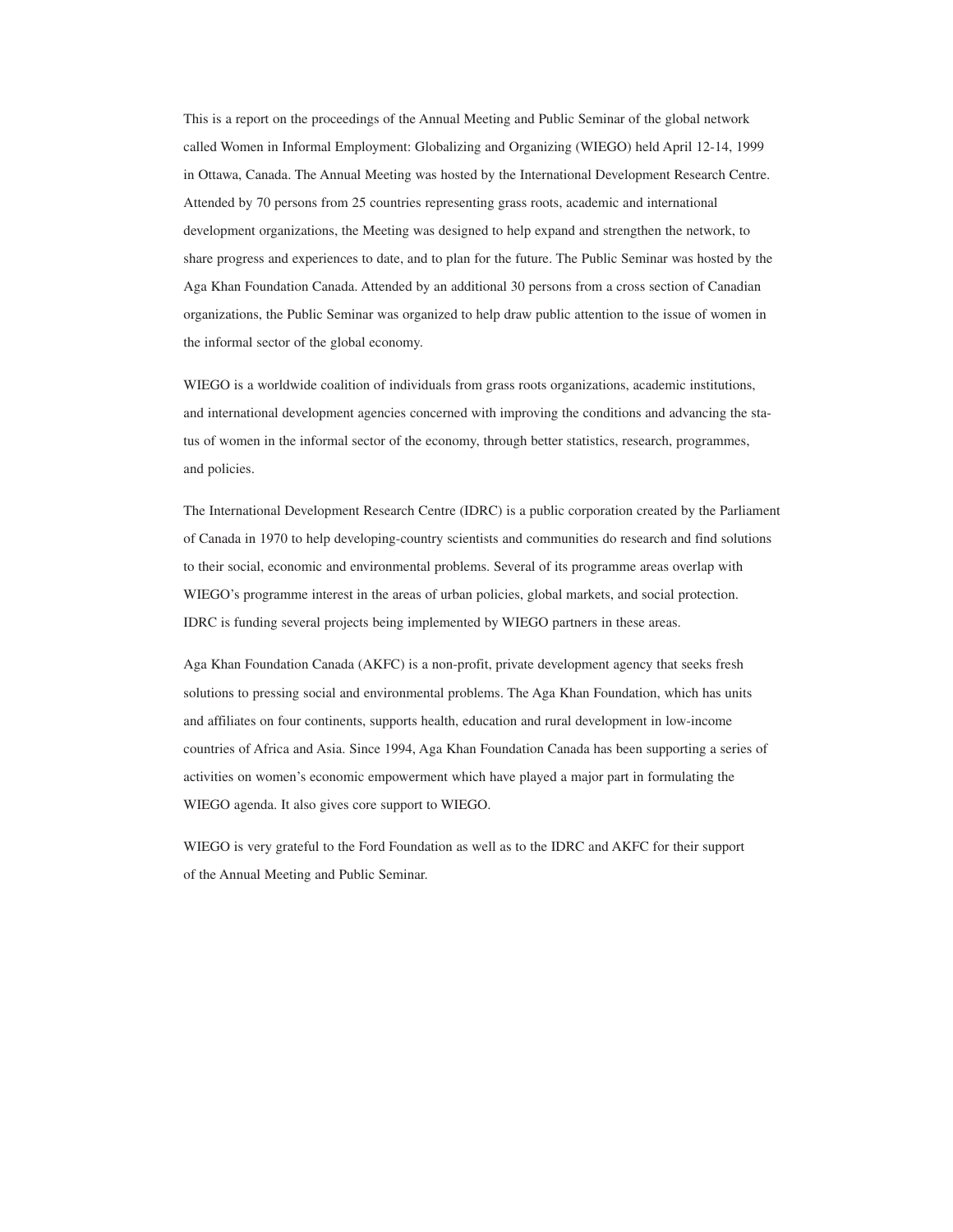This is a report on the proceedings of the Annual Meeting and Public Seminar of the global network called Women in Informal Employment: Globalizing and Organizing (WIEGO) held April 12-14, 1999 in Ottawa, Canada. The Annual Meeting was hosted by the International Development Research Centre. Attended by 70 persons from 25 countries representing grass roots, academic and international development organizations, the Meeting was designed to help expand and strengthen the network, to share progress and experiences to date, and to plan for the future. The Public Seminar was hosted by the Aga Khan Foundation Canada. Attended by an additional 30 persons from a cross section of Canadian organizations, the Public Seminar was organized to help draw public attention to the issue of women in the informal sector of the global economy.

WIEGO is a worldwide coalition of individuals from grass roots organizations, academic institutions, and international development agencies concerned with improving the conditions and advancing the status of women in the informal sector of the economy, through better statistics, research, programmes, and policies.

The International Development Research Centre (IDRC) is a public corporation created by the Parliament of Canada in 1970 to help developing-country scientists and communities do research and find solutions to their social, economic and environmental problems. Several of its programme areas overlap with WIEGO's programme interest in the areas of urban policies, global markets, and social protection. IDRC is funding several projects being implemented by WIEGO partners in these areas.

Aga Khan Foundation Canada (AKFC) is a non-profit, private development agency that seeks fresh solutions to pressing social and environmental problems. The Aga Khan Foundation, which has units and affiliates on four continents, supports health, education and rural development in low-income countries of Africa and Asia. Since 1994, Aga Khan Foundation Canada has been supporting a series of activities on women's economic empowerment which have played a major part in formulating the WIEGO agenda. It also gives core support to WIEGO.

WIEGO is very grateful to the Ford Foundation as well as to the IDRC and AKFC for their support of the Annual Meeting and Public Seminar.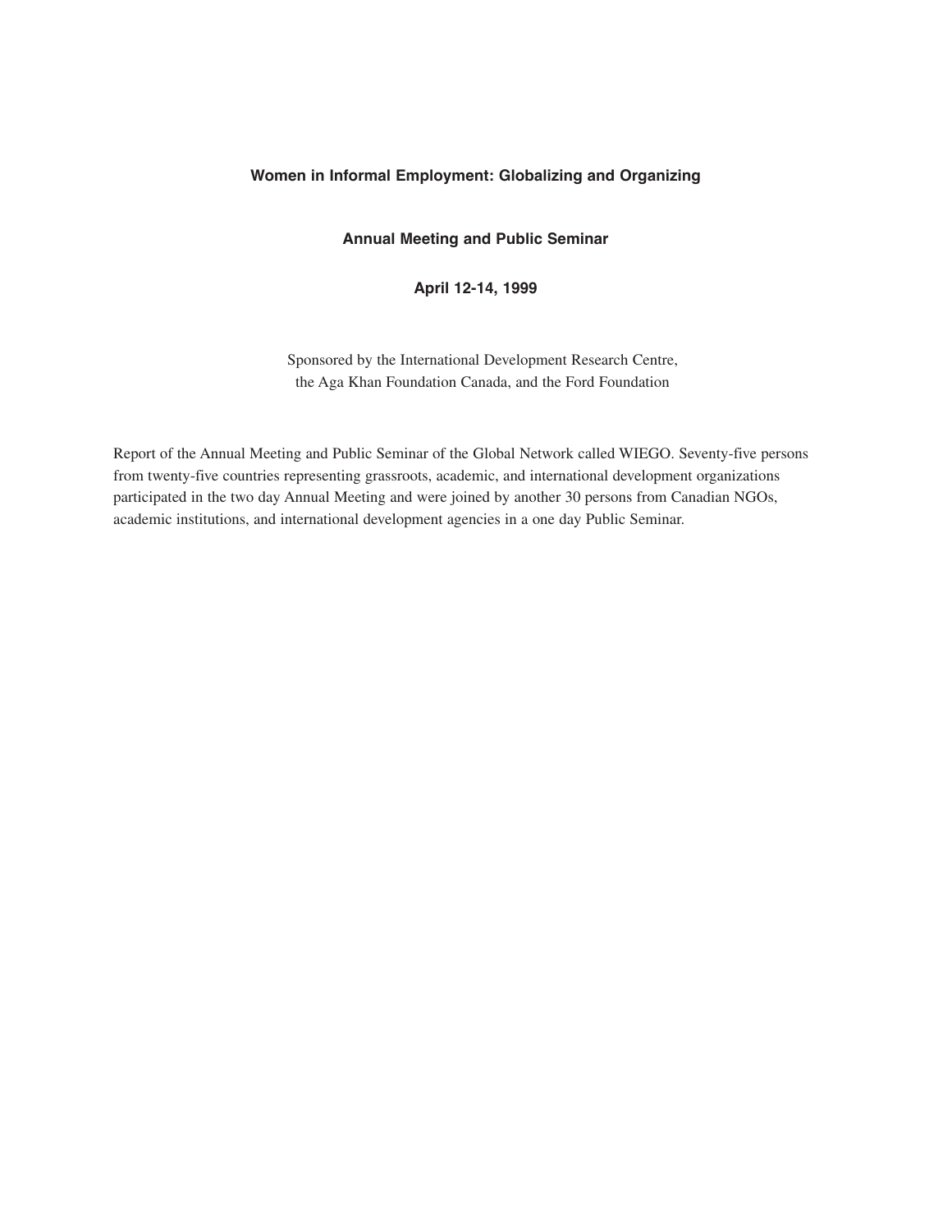**Women in Informal Employment: Globalizing and Organizing**

**Annual Meeting and Public Seminar**

**April 12-14, 1999**

Sponsored by the International Development Research Centre,
the Aga Khan Foundation Canada, and the Ford Foundation

Report of the Annual Meeting and Public Seminar of the Global Network called WIEGO. Seventy-five persons from twenty-five countries representing grassroots, academic, and international development organizations participated in the two day Annual Meeting and were joined by another 30 persons from Canadian NGOs, academic institutions, and international development agencies in a one day Public Seminar.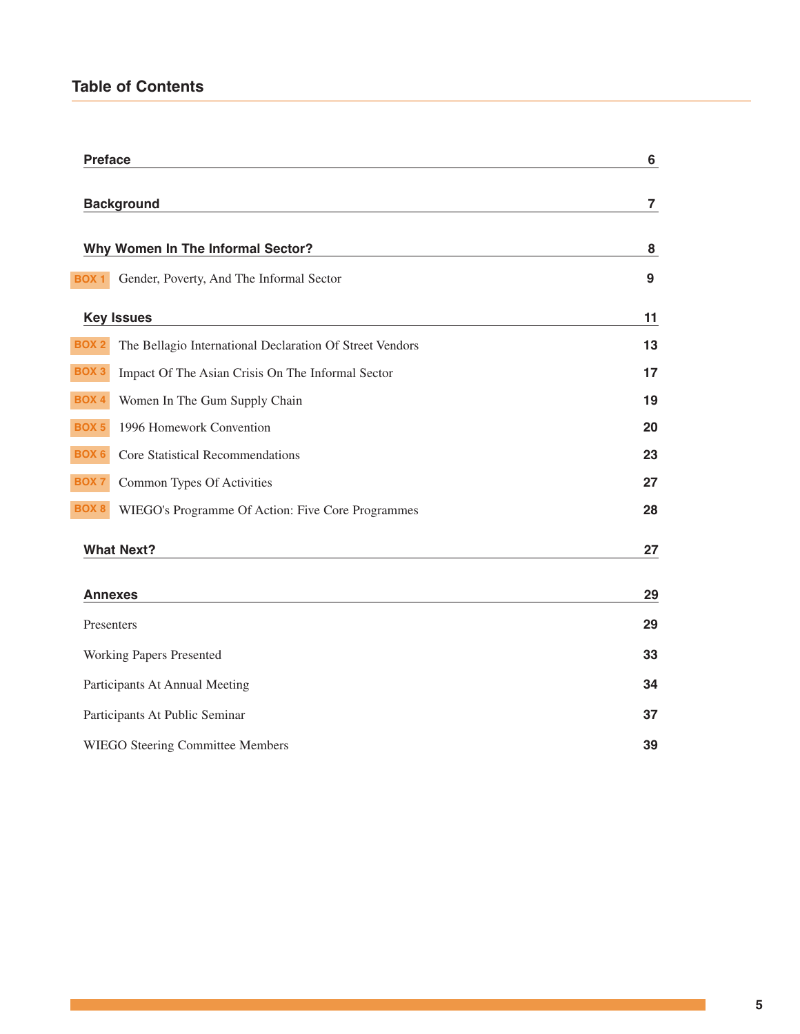## Table of Contents

| | | |
|---|---|---|
| **Preface** | | **6** |
| **Background** | | **7** |
| **Why Women In The Informal Sector?** | | **8** |
| BOX 1 | Gender, Poverty, And The Informal Sector | **9** |
| **Key Issues** | | **11** |
| BOX 2 | The Bellagio International Declaration Of Street Vendors | **13** |
| BOX 3 | Impact Of The Asian Crisis On The Informal Sector | **17** |
| BOX 4 | Women In The Gum Supply Chain | **19** |
| BOX 5 | 1996 Homework Convention | **20** |
| BOX 6 | Core Statistical Recommendations | **23** |
| BOX 7 | Common Types Of Activities | **27** |
| BOX 8 | WIEGO's Programme Of Action: Five Core Programmes | **28** |
| **What Next?** | | **27** |
| **Annexes** | | **29** |
| Presenters | | **29** |
| Working Papers Presented | | **33** |
| Participants At Annual Meeting | | **34** |
| Participants At Public Seminar | | **37** |
| WIEGO Steering Committee Members | | **39** |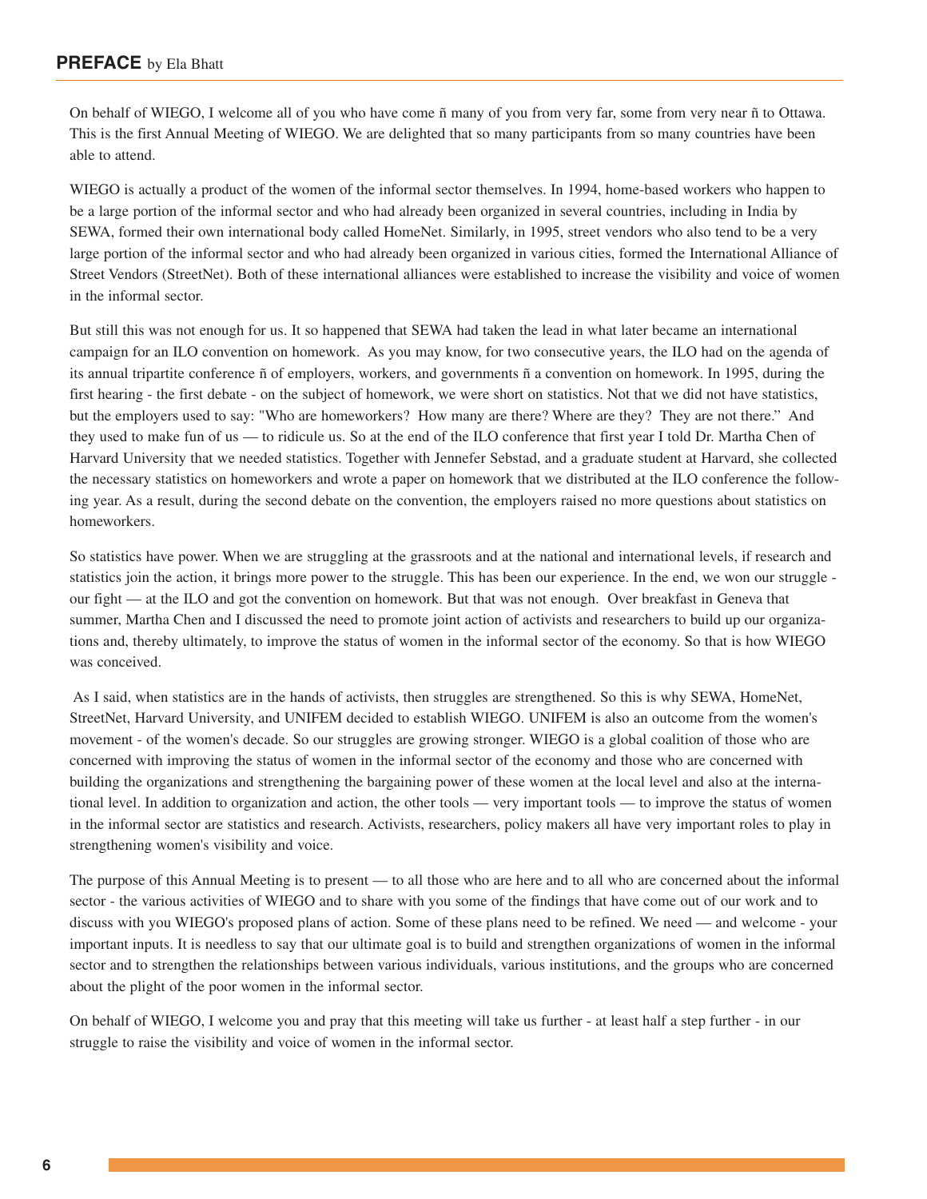## **PREFACE** by Ela Bhatt

On behalf of WIEGO, I welcome all of you who have come ñ many of you from very far, some from very near ñ to Ottawa. This is the first Annual Meeting of WIEGO. We are delighted that so many participants from so many countries have been able to attend.

WIEGO is actually a product of the women of the informal sector themselves. In 1994, home-based workers who happen to be a large portion of the informal sector and who had already been organized in several countries, including in India by SEWA, formed their own international body called HomeNet. Similarly, in 1995, street vendors who also tend to be a very large portion of the informal sector and who had already been organized in various cities, formed the International Alliance of Street Vendors (StreetNet). Both of these international alliances were established to increase the visibility and voice of women in the informal sector.

But still this was not enough for us. It so happened that SEWA had taken the lead in what later became an international campaign for an ILO convention on homework. As you may know, for two consecutive years, the ILO had on the agenda of its annual tripartite conference ñ of employers, workers, and governments ñ a convention on homework. In 1995, during the first hearing - the first debate - on the subject of homework, we were short on statistics. Not that we did not have statistics, but the employers used to say: "Who are homeworkers? How many are there? Where are they? They are not there." And they used to make fun of us — to ridicule us. So at the end of the ILO conference that first year I told Dr. Martha Chen of Harvard University that we needed statistics. Together with Jennefer Sebstad, and a graduate student at Harvard, she collected the necessary statistics on homeworkers and wrote a paper on homework that we distributed at the ILO conference the following year. As a result, during the second debate on the convention, the employers raised no more questions about statistics on homeworkers.

So statistics have power. When we are struggling at the grassroots and at the national and international levels, if research and statistics join the action, it brings more power to the struggle. This has been our experience. In the end, we won our struggle - our fight — at the ILO and got the convention on homework. But that was not enough. Over breakfast in Geneva that summer, Martha Chen and I discussed the need to promote joint action of activists and researchers to build up our organizations and, thereby ultimately, to improve the status of women in the informal sector of the economy. So that is how WIEGO was conceived.

As I said, when statistics are in the hands of activists, then struggles are strengthened. So this is why SEWA, HomeNet, StreetNet, Harvard University, and UNIFEM decided to establish WIEGO. UNIFEM is also an outcome from the women's movement - of the women's decade. So our struggles are growing stronger. WIEGO is a global coalition of those who are concerned with improving the status of women in the informal sector of the economy and those who are concerned with building the organizations and strengthening the bargaining power of these women at the local level and also at the international level. In addition to organization and action, the other tools — very important tools — to improve the status of women in the informal sector are statistics and research. Activists, researchers, policy makers all have very important roles to play in strengthening women's visibility and voice.

The purpose of this Annual Meeting is to present — to all those who are here and to all who are concerned about the informal sector - the various activities of WIEGO and to share with you some of the findings that have come out of our work and to discuss with you WIEGO's proposed plans of action. Some of these plans need to be refined. We need — and welcome - your important inputs. It is needless to say that our ultimate goal is to build and strengthen organizations of women in the informal sector and to strengthen the relationships between various individuals, various institutions, and the groups who are concerned about the plight of the poor women in the informal sector.

On behalf of WIEGO, I welcome you and pray that this meeting will take us further - at least half a step further - in our struggle to raise the visibility and voice of women in the informal sector.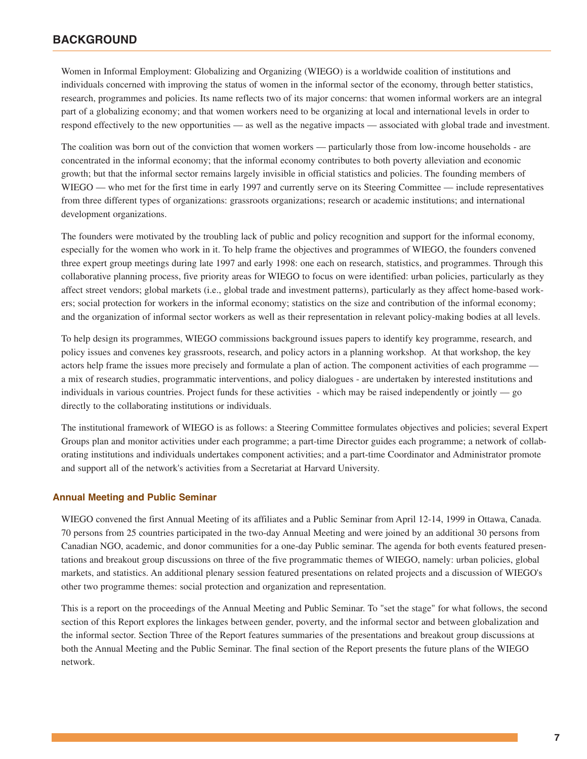## BACKGROUND

Women in Informal Employment: Globalizing and Organizing (WIEGO) is a worldwide coalition of institutions and individuals concerned with improving the status of women in the informal sector of the economy, through better statistics, research, programmes and policies. Its name reflects two of its major concerns: that women informal workers are an integral part of a globalizing economy; and that women workers need to be organizing at local and international levels in order to respond effectively to the new opportunities — as well as the negative impacts — associated with global trade and investment.

The coalition was born out of the conviction that women workers — particularly those from low-income households - are concentrated in the informal economy; that the informal economy contributes to both poverty alleviation and economic growth; but that the informal sector remains largely invisible in official statistics and policies. The founding members of WIEGO — who met for the first time in early 1997 and currently serve on its Steering Committee — include representatives from three different types of organizations: grassroots organizations; research or academic institutions; and international development organizations.

The founders were motivated by the troubling lack of public and policy recognition and support for the informal economy, especially for the women who work in it. To help frame the objectives and programmes of WIEGO, the founders convened three expert group meetings during late 1997 and early 1998: one each on research, statistics, and programmes. Through this collaborative planning process, five priority areas for WIEGO to focus on were identified: urban policies, particularly as they affect street vendors; global markets (i.e., global trade and investment patterns), particularly as they affect home-based workers; social protection for workers in the informal economy; statistics on the size and contribution of the informal economy; and the organization of informal sector workers as well as their representation in relevant policy-making bodies at all levels.

To help design its programmes, WIEGO commissions background issues papers to identify key programme, research, and policy issues and convenes key grassroots, research, and policy actors in a planning workshop. At that workshop, the key actors help frame the issues more precisely and formulate a plan of action. The component activities of each programme — a mix of research studies, programmatic interventions, and policy dialogues - are undertaken by interested institutions and individuals in various countries. Project funds for these activities - which may be raised independently or jointly — go directly to the collaborating institutions or individuals.

The institutional framework of WIEGO is as follows: a Steering Committee formulates objectives and policies; several Expert Groups plan and monitor activities under each programme; a part-time Director guides each programme; a network of collaborating institutions and individuals undertakes component activities; and a part-time Coordinator and Administrator promote and support all of the network's activities from a Secretariat at Harvard University.

### Annual Meeting and Public Seminar

WIEGO convened the first Annual Meeting of its affiliates and a Public Seminar from April 12-14, 1999 in Ottawa, Canada. 70 persons from 25 countries participated in the two-day Annual Meeting and were joined by an additional 30 persons from Canadian NGO, academic, and donor communities for a one-day Public seminar. The agenda for both events featured presentations and breakout group discussions on three of the five programmatic themes of WIEGO, namely: urban policies, global markets, and statistics. An additional plenary session featured presentations on related projects and a discussion of WIEGO's other two programme themes: social protection and organization and representation.

This is a report on the proceedings of the Annual Meeting and Public Seminar. To "set the stage" for what follows, the second section of this Report explores the linkages between gender, poverty, and the informal sector and between globalization and the informal sector. Section Three of the Report features summaries of the presentations and breakout group discussions at both the Annual Meeting and the Public Seminar. The final section of the Report presents the future plans of the WIEGO network.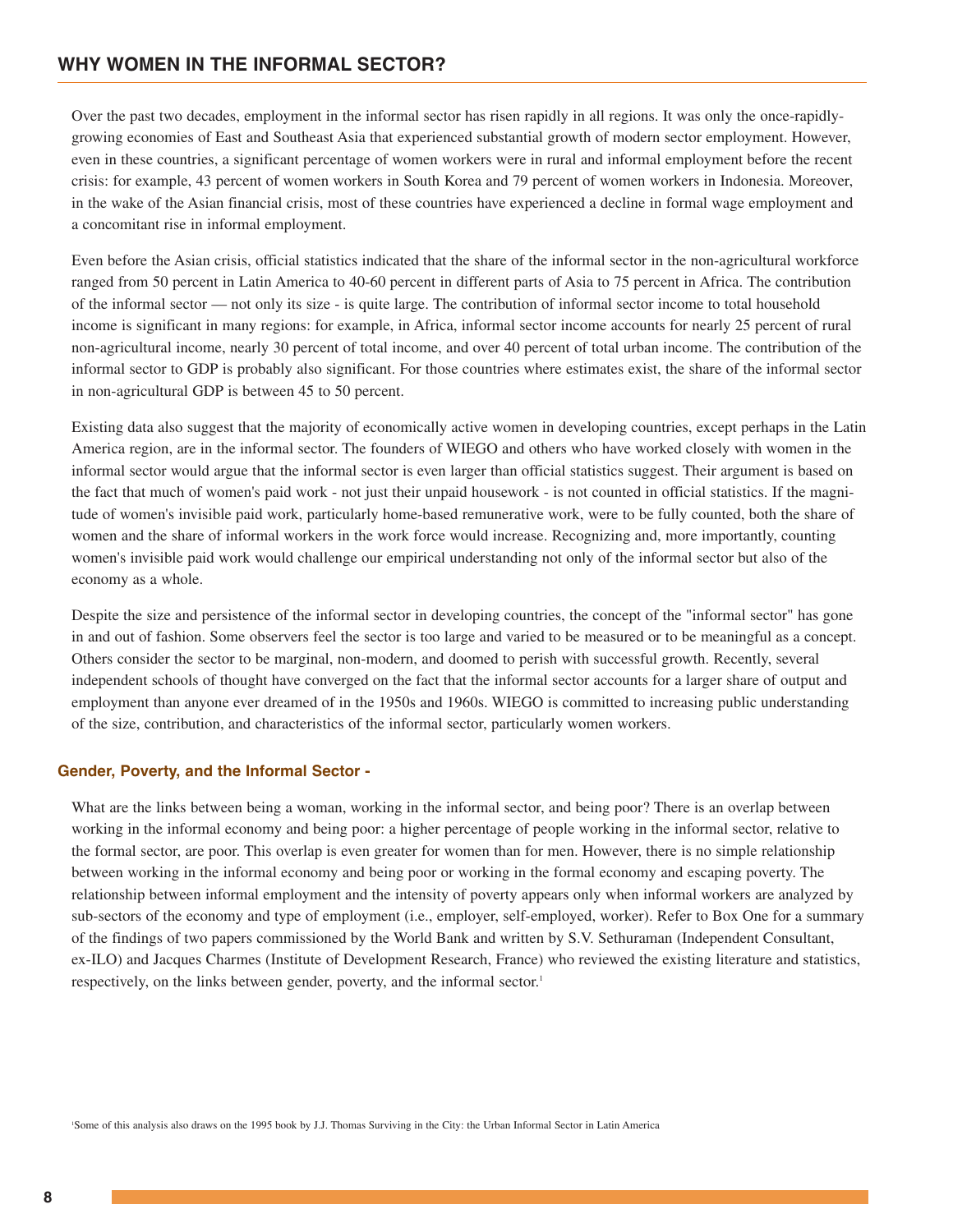## WHY WOMEN IN THE INFORMAL SECTOR?

Over the past two decades, employment in the informal sector has risen rapidly in all regions. It was only the once-rapidly-growing economies of East and Southeast Asia that experienced substantial growth of modern sector employment. However, even in these countries, a significant percentage of women workers were in rural and informal employment before the recent crisis: for example, 43 percent of women workers in South Korea and 79 percent of women workers in Indonesia. Moreover, in the wake of the Asian financial crisis, most of these countries have experienced a decline in formal wage employment and a concomitant rise in informal employment.

Even before the Asian crisis, official statistics indicated that the share of the informal sector in the non-agricultural workforce ranged from 50 percent in Latin America to 40-60 percent in different parts of Asia to 75 percent in Africa. The contribution of the informal sector — not only its size - is quite large. The contribution of informal sector income to total household income is significant in many regions: for example, in Africa, informal sector income accounts for nearly 25 percent of rural non-agricultural income, nearly 30 percent of total income, and over 40 percent of total urban income. The contribution of the informal sector to GDP is probably also significant. For those countries where estimates exist, the share of the informal sector in non-agricultural GDP is between 45 to 50 percent.

Existing data also suggest that the majority of economically active women in developing countries, except perhaps in the Latin America region, are in the informal sector. The founders of WIEGO and others who have worked closely with women in the informal sector would argue that the informal sector is even larger than official statistics suggest. Their argument is based on the fact that much of women's paid work - not just their unpaid housework - is not counted in official statistics. If the magnitude of women's invisible paid work, particularly home-based remunerative work, were to be fully counted, both the share of women and the share of informal workers in the work force would increase. Recognizing and, more importantly, counting women's invisible paid work would challenge our empirical understanding not only of the informal sector but also of the economy as a whole.

Despite the size and persistence of the informal sector in developing countries, the concept of the "informal sector" has gone in and out of fashion. Some observers feel the sector is too large and varied to be measured or to be meaningful as a concept. Others consider the sector to be marginal, non-modern, and doomed to perish with successful growth. Recently, several independent schools of thought have converged on the fact that the informal sector accounts for a larger share of output and employment than anyone ever dreamed of in the 1950s and 1960s. WIEGO is committed to increasing public understanding of the size, contribution, and characteristics of the informal sector, particularly women workers.

### Gender, Poverty, and the Informal Sector -

What are the links between being a woman, working in the informal sector, and being poor? There is an overlap between working in the informal economy and being poor: a higher percentage of people working in the informal sector, relative to the formal sector, are poor. This overlap is even greater for women than for men. However, there is no simple relationship between working in the informal economy and being poor or working in the formal economy and escaping poverty. The relationship between informal employment and the intensity of poverty appears only when informal workers are analyzed by sub-sectors of the economy and type of employment (i.e., employer, self-employed, worker). Refer to Box One for a summary of the findings of two papers commissioned by the World Bank and written by S.V. Sethuraman (Independent Consultant, ex-ILO) and Jacques Charmes (Institute of Development Research, France) who reviewed the existing literature and statistics, respectively, on the links between gender, poverty, and the informal sector.[1]

[1] Some of this analysis also draws on the 1995 book by J.J. Thomas Surviving in the City: the Urban Informal Sector in Latin America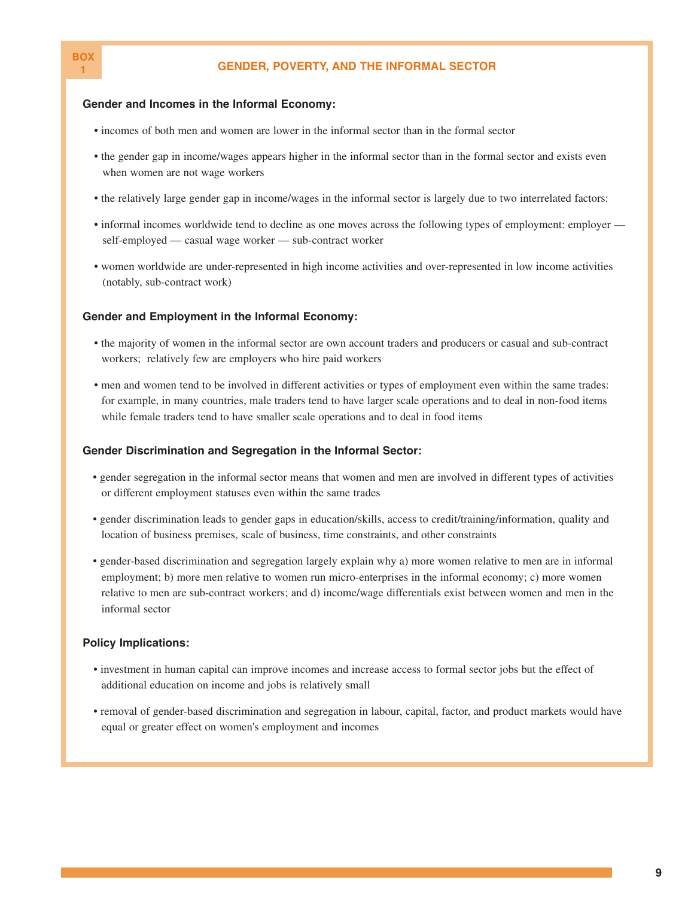**BOX 1**

## GENDER, POVERTY, AND THE INFORMAL SECTOR

### Gender and Incomes in the Informal Economy:

- incomes of both men and women are lower in the informal sector than in the formal sector
- the gender gap in income/wages appears higher in the informal sector than in the formal sector and exists even when women are not wage workers
- the relatively large gender gap in income/wages in the informal sector is largely due to two interrelated factors:
- informal incomes worldwide tend to decline as one moves across the following types of employment: employer — self-employed — casual wage worker — sub-contract worker
- women worldwide are under-represented in high income activities and over-represented in low income activities (notably, sub-contract work)

### Gender and Employment in the Informal Economy:

- the majority of women in the informal sector are own account traders and producers or casual and sub-contract workers; relatively few are employers who hire paid workers
- men and women tend to be involved in different activities or types of employment even within the same trades: for example, in many countries, male traders tend to have larger scale operations and to deal in non-food items while female traders tend to have smaller scale operations and to deal in food items

### Gender Discrimination and Segregation in the Informal Sector:

- gender segregation in the informal sector means that women and men are involved in different types of activities or different employment statuses even within the same trades
- gender discrimination leads to gender gaps in education/skills, access to credit/training/information, quality and location of business premises, scale of business, time constraints, and other constraints
- gender-based discrimination and segregation largely explain why a) more women relative to men are in informal employment; b) more men relative to women run micro-enterprises in the informal economy; c) more women relative to men are sub-contract workers; and d) income/wage differentials exist between women and men in the informal sector

### Policy Implications:

- investment in human capital can improve incomes and increase access to formal sector jobs but the effect of additional education on income and jobs is relatively small
- removal of gender-based discrimination and segregation in labour, capital, factor, and product markets would have equal or greater effect on women's employment and incomes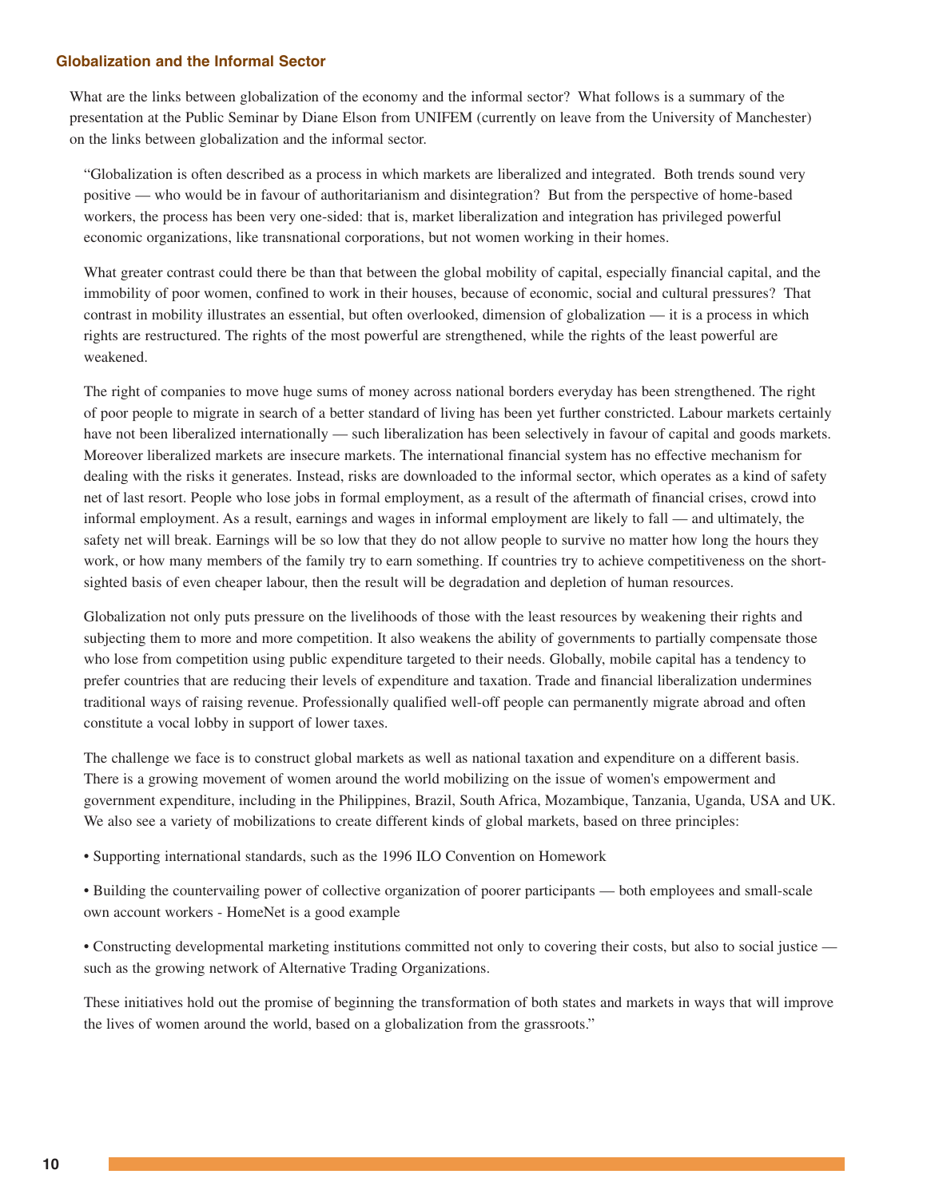## Globalization and the Informal Sector

What are the links between globalization of the economy and the informal sector? What follows is a summary of the presentation at the Public Seminar by Diane Elson from UNIFEM (currently on leave from the University of Manchester) on the links between globalization and the informal sector.

"Globalization is often described as a process in which markets are liberalized and integrated. Both trends sound very positive — who would be in favour of authoritarianism and disintegration? But from the perspective of home-based workers, the process has been very one-sided: that is, market liberalization and integration has privileged powerful economic organizations, like transnational corporations, but not women working in their homes.

What greater contrast could there be than that between the global mobility of capital, especially financial capital, and the immobility of poor women, confined to work in their houses, because of economic, social and cultural pressures? That contrast in mobility illustrates an essential, but often overlooked, dimension of globalization — it is a process in which rights are restructured. The rights of the most powerful are strengthened, while the rights of the least powerful are weakened.

The right of companies to move huge sums of money across national borders everyday has been strengthened. The right of poor people to migrate in search of a better standard of living has been yet further constricted. Labour markets certainly have not been liberalized internationally — such liberalization has been selectively in favour of capital and goods markets. Moreover liberalized markets are insecure markets. The international financial system has no effective mechanism for dealing with the risks it generates. Instead, risks are downloaded to the informal sector, which operates as a kind of safety net of last resort. People who lose jobs in formal employment, as a result of the aftermath of financial crises, crowd into informal employment. As a result, earnings and wages in informal employment are likely to fall — and ultimately, the safety net will break. Earnings will be so low that they do not allow people to survive no matter how long the hours they work, or how many members of the family try to earn something. If countries try to achieve competitiveness on the short-sighted basis of even cheaper labour, then the result will be degradation and depletion of human resources.

Globalization not only puts pressure on the livelihoods of those with the least resources by weakening their rights and subjecting them to more and more competition. It also weakens the ability of governments to partially compensate those who lose from competition using public expenditure targeted to their needs. Globally, mobile capital has a tendency to prefer countries that are reducing their levels of expenditure and taxation. Trade and financial liberalization undermines traditional ways of raising revenue. Professionally qualified well-off people can permanently migrate abroad and often constitute a vocal lobby in support of lower taxes.

The challenge we face is to construct global markets as well as national taxation and expenditure on a different basis. There is a growing movement of women around the world mobilizing on the issue of women's empowerment and government expenditure, including in the Philippines, Brazil, South Africa, Mozambique, Tanzania, Uganda, USA and UK. We also see a variety of mobilizations to create different kinds of global markets, based on three principles:

- Supporting international standards, such as the 1996 ILO Convention on Homework
- Building the countervailing power of collective organization of poorer participants — both employees and small-scale own account workers - HomeNet is a good example
- Constructing developmental marketing institutions committed not only to covering their costs, but also to social justice — such as the growing network of Alternative Trading Organizations.

These initiatives hold out the promise of beginning the transformation of both states and markets in ways that will improve the lives of women around the world, based on a globalization from the grassroots."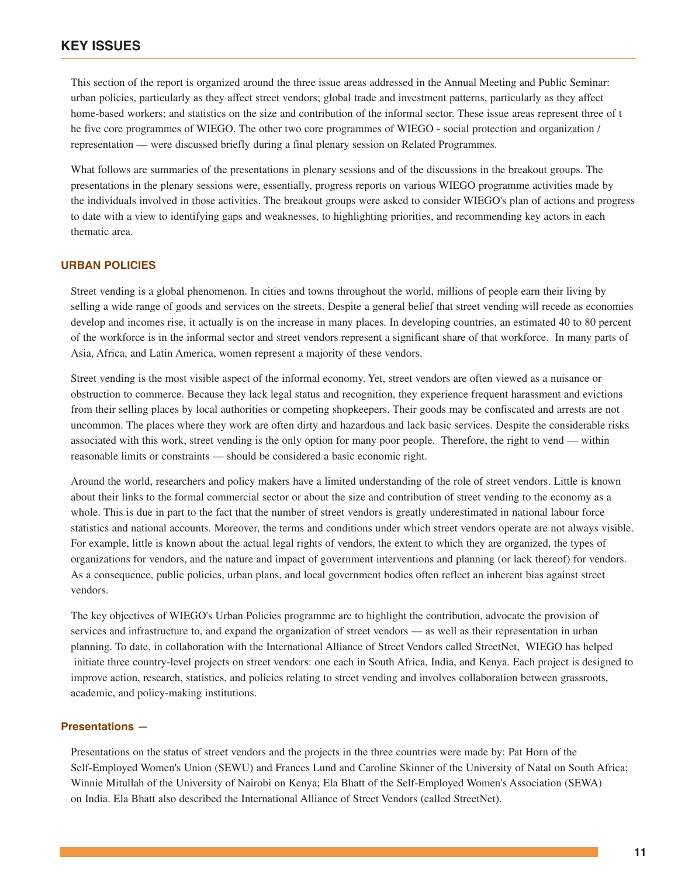## KEY ISSUES

This section of the report is organized around the three issue areas addressed in the Annual Meeting and Public Seminar: urban policies, particularly as they affect street vendors; global trade and investment patterns, particularly as they affect home-based workers; and statistics on the size and contribution of the informal sector. These issue areas represent three of the five core programmes of WIEGO. The other two core programmes of WIEGO - social protection and organization / representation — were discussed briefly during a final plenary session on Related Programmes.

What follows are summaries of the presentations in plenary sessions and of the discussions in the breakout groups. The presentations in the plenary sessions were, essentially, progress reports on various WIEGO programme activities made by the individuals involved in those activities. The breakout groups were asked to consider WIEGO's plan of actions and progress to date with a view to identifying gaps and weaknesses, to highlighting priorities, and recommending key actors in each thematic area.

### URBAN POLICIES

Street vending is a global phenomenon. In cities and towns throughout the world, millions of people earn their living by selling a wide range of goods and services on the streets. Despite a general belief that street vending will recede as economies develop and incomes rise, it actually is on the increase in many places. In developing countries, an estimated 40 to 80 percent of the workforce is in the informal sector and street vendors represent a significant share of that workforce. In many parts of Asia, Africa, and Latin America, women represent a majority of these vendors.

Street vending is the most visible aspect of the informal economy. Yet, street vendors are often viewed as a nuisance or obstruction to commerce. Because they lack legal status and recognition, they experience frequent harassment and evictions from their selling places by local authorities or competing shopkeepers. Their goods may be confiscated and arrests are not uncommon. The places where they work are often dirty and hazardous and lack basic services. Despite the considerable risks associated with this work, street vending is the only option for many poor people. Therefore, the right to vend — within reasonable limits or constraints — should be considered a basic economic right.

Around the world, researchers and policy makers have a limited understanding of the role of street vendors. Little is known about their links to the formal commercial sector or about the size and contribution of street vending to the economy as a whole. This is due in part to the fact that the number of street vendors is greatly underestimated in national labour force statistics and national accounts. Moreover, the terms and conditions under which street vendors operate are not always visible. For example, little is known about the actual legal rights of vendors, the extent to which they are organized, the types of organizations for vendors, and the nature and impact of government interventions and planning (or lack thereof) for vendors. As a consequence, public policies, urban plans, and local government bodies often reflect an inherent bias against street vendors.

The key objectives of WIEGO's Urban Policies programme are to highlight the contribution, advocate the provision of services and infrastructure to, and expand the organization of street vendors — as well as their representation in urban planning. To date, in collaboration with the International Alliance of Street Vendors called StreetNet, WIEGO has helped initiate three country-level projects on street vendors: one each in South Africa, India, and Kenya. Each project is designed to improve action, research, statistics, and policies relating to street vending and involves collaboration between grassroots, academic, and policy-making institutions.

#### Presentations —

Presentations on the status of street vendors and the projects in the three countries were made by: Pat Horn of the Self-Employed Women's Union (SEWU) and Frances Lund and Caroline Skinner of the University of Natal on South Africa; Winnie Mitullah of the University of Nairobi on Kenya; Ela Bhatt of the Self-Employed Women's Association (SEWA) on India. Ela Bhatt also described the International Alliance of Street Vendors (called StreetNet).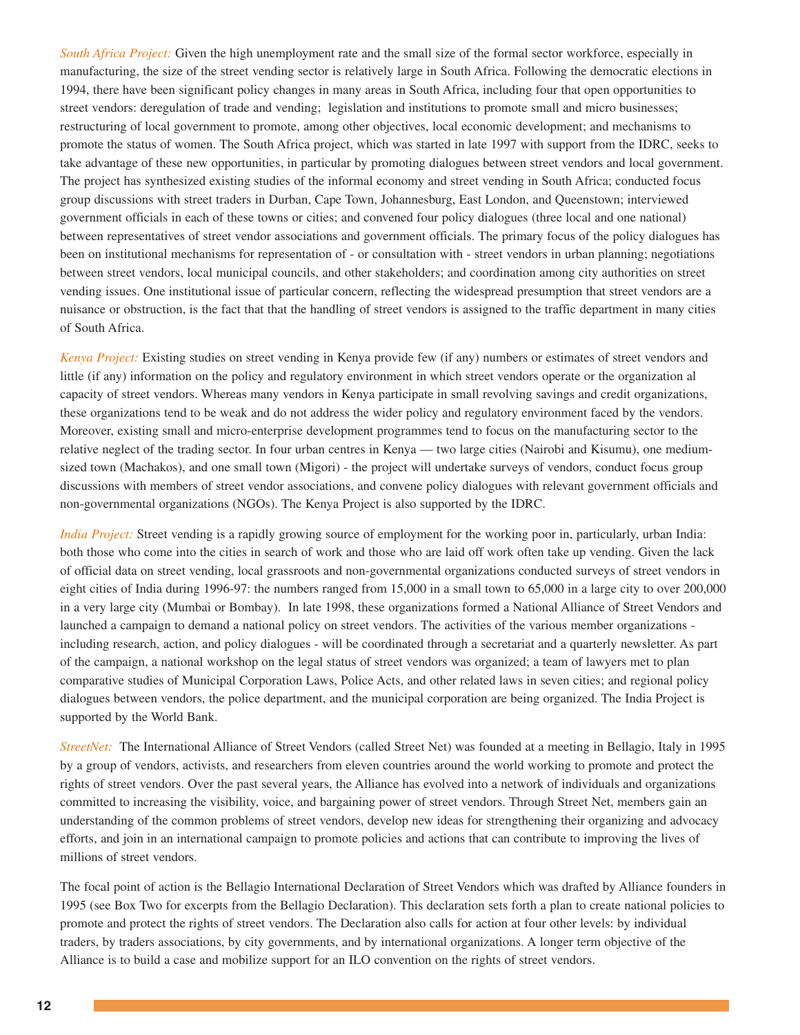*South Africa Project:* Given the high unemployment rate and the small size of the formal sector workforce, especially in manufacturing, the size of the street vending sector is relatively large in South Africa. Following the democratic elections in 1994, there have been significant policy changes in many areas in South Africa, including four that open opportunities to street vendors: deregulation of trade and vending; legislation and institutions to promote small and micro businesses; restructuring of local government to promote, among other objectives, local economic development; and mechanisms to promote the status of women. The South Africa project, which was started in late 1997 with support from the IDRC, seeks to take advantage of these new opportunities, in particular by promoting dialogues between street vendors and local government. The project has synthesized existing studies of the informal economy and street vending in South Africa; conducted focus group discussions with street traders in Durban, Cape Town, Johannesburg, East London, and Queenstown; interviewed government officials in each of these towns or cities; and convened four policy dialogues (three local and one national) between representatives of street vendor associations and government officials. The primary focus of the policy dialogues has been on institutional mechanisms for representation of - or consultation with - street vendors in urban planning; negotiations between street vendors, local municipal councils, and other stakeholders; and coordination among city authorities on street vending issues. One institutional issue of particular concern, reflecting the widespread presumption that street vendors are a nuisance or obstruction, is the fact that that the handling of street vendors is assigned to the traffic department in many cities of South Africa.

*Kenya Project:* Existing studies on street vending in Kenya provide few (if any) numbers or estimates of street vendors and little (if any) information on the policy and regulatory environment in which street vendors operate or the organization al capacity of street vendors. Whereas many vendors in Kenya participate in small revolving savings and credit organizations, these organizations tend to be weak and do not address the wider policy and regulatory environment faced by the vendors. Moreover, existing small and micro-enterprise development programmes tend to focus on the manufacturing sector to the relative neglect of the trading sector. In four urban centres in Kenya — two large cities (Nairobi and Kisumu), one medium-sized town (Machakos), and one small town (Migori) - the project will undertake surveys of vendors, conduct focus group discussions with members of street vendor associations, and convene policy dialogues with relevant government officials and non-governmental organizations (NGOs). The Kenya Project is also supported by the IDRC.

*India Project:* Street vending is a rapidly growing source of employment for the working poor in, particularly, urban India: both those who come into the cities in search of work and those who are laid off work often take up vending. Given the lack of official data on street vending, local grassroots and non-governmental organizations conducted surveys of street vendors in eight cities of India during 1996-97: the numbers ranged from 15,000 in a small town to 65,000 in a large city to over 200,000 in a very large city (Mumbai or Bombay). In late 1998, these organizations formed a National Alliance of Street Vendors and launched a campaign to demand a national policy on street vendors. The activities of the various member organizations - including research, action, and policy dialogues - will be coordinated through a secretariat and a quarterly newsletter. As part of the campaign, a national workshop on the legal status of street vendors was organized; a team of lawyers met to plan comparative studies of Municipal Corporation Laws, Police Acts, and other related laws in seven cities; and regional policy dialogues between vendors, the police department, and the municipal corporation are being organized. The India Project is supported by the World Bank.

*StreetNet:* The International Alliance of Street Vendors (called Street Net) was founded at a meeting in Bellagio, Italy in 1995 by a group of vendors, activists, and researchers from eleven countries around the world working to promote and protect the rights of street vendors. Over the past several years, the Alliance has evolved into a network of individuals and organizations committed to increasing the visibility, voice, and bargaining power of street vendors. Through Street Net, members gain an understanding of the common problems of street vendors, develop new ideas for strengthening their organizing and advocacy efforts, and join in an international campaign to promote policies and actions that can contribute to improving the lives of millions of street vendors.

The focal point of action is the Bellagio International Declaration of Street Vendors which was drafted by Alliance founders in 1995 (see Box Two for excerpts from the Bellagio Declaration). This declaration sets forth a plan to create national policies to promote and protect the rights of street vendors. The Declaration also calls for action at four other levels: by individual traders, by traders associations, by city governments, and by international organizations. A longer term objective of the Alliance is to build a case and mobilize support for an ILO convention on the rights of street vendors.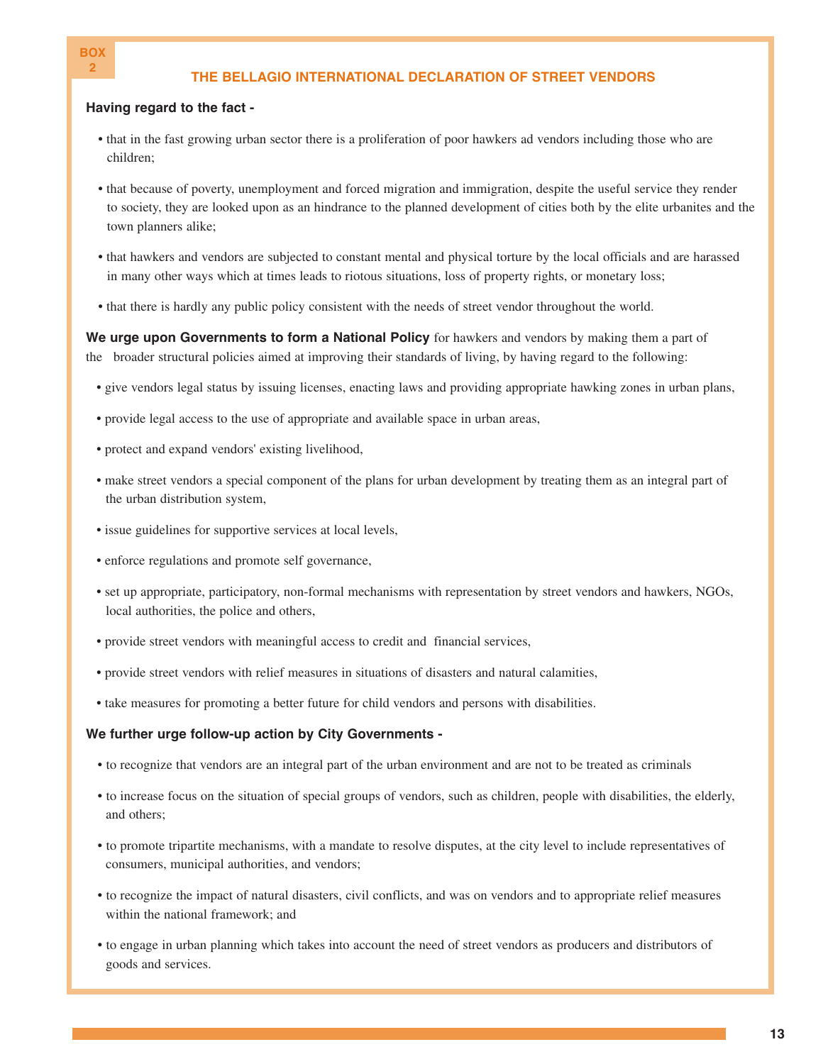BOX 2

### THE BELLAGIO INTERNATIONAL DECLARATION OF STREET VENDORS

**Having regard to the fact -**

- that in the fast growing urban sector there is a proliferation of poor hawkers ad vendors including those who are children;
- that because of poverty, unemployment and forced migration and immigration, despite the useful service they render to society, they are looked upon as an hindrance to the planned development of cities both by the elite urbanites and the town planners alike;
- that hawkers and vendors are subjected to constant mental and physical torture by the local officials and are harassed in many other ways which at times leads to riotous situations, loss of property rights, or monetary loss;
- that there is hardly any public policy consistent with the needs of street vendor throughout the world.

**We urge upon Governments to form a National Policy** for hawkers and vendors by making them a part of the broader structural policies aimed at improving their standards of living, by having regard to the following:

- give vendors legal status by issuing licenses, enacting laws and providing appropriate hawking zones in urban plans,
- provide legal access to the use of appropriate and available space in urban areas,
- protect and expand vendors' existing livelihood,
- make street vendors a special component of the plans for urban development by treating them as an integral part of the urban distribution system,
- issue guidelines for supportive services at local levels,
- enforce regulations and promote self governance,
- set up appropriate, participatory, non-formal mechanisms with representation by street vendors and hawkers, NGOs, local authorities, the police and others,
- provide street vendors with meaningful access to credit and financial services,
- provide street vendors with relief measures in situations of disasters and natural calamities,
- take measures for promoting a better future for child vendors and persons with disabilities.

**We further urge follow-up action by City Governments -**

- to recognize that vendors are an integral part of the urban environment and are not to be treated as criminals
- to increase focus on the situation of special groups of vendors, such as children, people with disabilities, the elderly, and others;
- to promote tripartite mechanisms, with a mandate to resolve disputes, at the city level to include representatives of consumers, municipal authorities, and vendors;
- to recognize the impact of natural disasters, civil conflicts, and was on vendors and to appropriate relief measures within the national framework; and
- to engage in urban planning which takes into account the need of street vendors as producers and distributors of goods and services.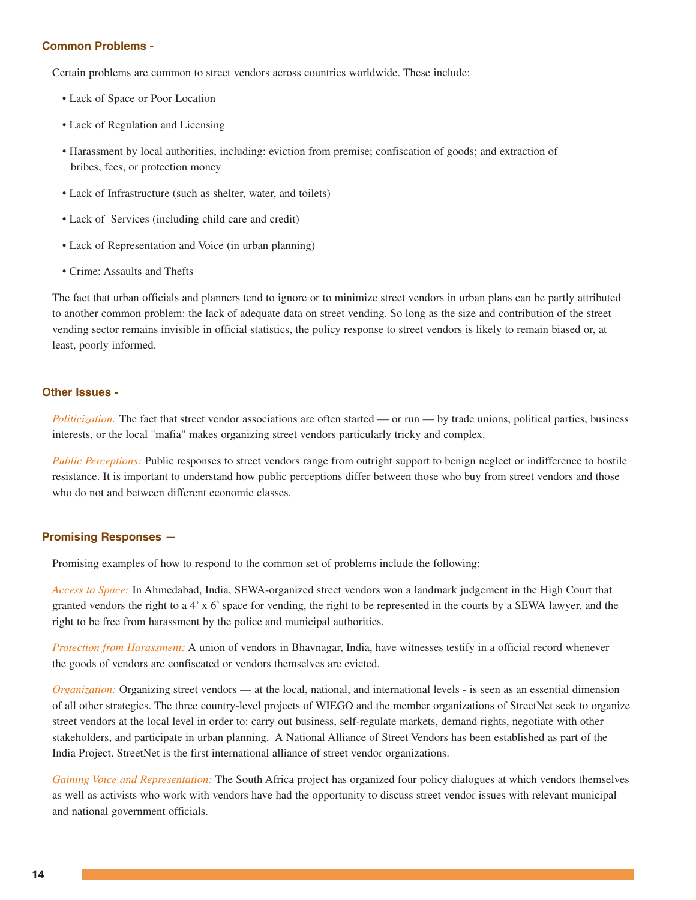### Common Problems -

Certain problems are common to street vendors across countries worldwide. These include:

- Lack of Space or Poor Location
- Lack of Regulation and Licensing
- Harassment by local authorities, including: eviction from premise; confiscation of goods; and extraction of bribes, fees, or protection money
- Lack of Infrastructure (such as shelter, water, and toilets)
- Lack of Services (including child care and credit)
- Lack of Representation and Voice (in urban planning)
- Crime: Assaults and Thefts

The fact that urban officials and planners tend to ignore or to minimize street vendors in urban plans can be partly attributed to another common problem: the lack of adequate data on street vending. So long as the size and contribution of the street vending sector remains invisible in official statistics, the policy response to street vendors is likely to remain biased or, at least, poorly informed.

### Other Issues -

*Politicization:* The fact that street vendor associations are often started — or run — by trade unions, political parties, business interests, or the local "mafia" makes organizing street vendors particularly tricky and complex.

*Public Perceptions:* Public responses to street vendors range from outright support to benign neglect or indifference to hostile resistance. It is important to understand how public perceptions differ between those who buy from street vendors and those who do not and between different economic classes.

### Promising Responses —

Promising examples of how to respond to the common set of problems include the following:

*Access to Space:* In Ahmedabad, India, SEWA-organized street vendors won a landmark judgement in the High Court that granted vendors the right to a 4' x 6' space for vending, the right to be represented in the courts by a SEWA lawyer, and the right to be free from harassment by the police and municipal authorities.

*Protection from Harassment:* A union of vendors in Bhavnagar, India, have witnesses testify in a official record whenever the goods of vendors are confiscated or vendors themselves are evicted.

*Organization:* Organizing street vendors — at the local, national, and international levels - is seen as an essential dimension of all other strategies. The three country-level projects of WIEGO and the member organizations of StreetNet seek to organize street vendors at the local level in order to: carry out business, self-regulate markets, demand rights, negotiate with other stakeholders, and participate in urban planning. A National Alliance of Street Vendors has been established as part of the India Project. StreetNet is the first international alliance of street vendor organizations.

*Gaining Voice and Representation:* The South Africa project has organized four policy dialogues at which vendors themselves as well as activists who work with vendors have had the opportunity to discuss street vendor issues with relevant municipal and national government officials.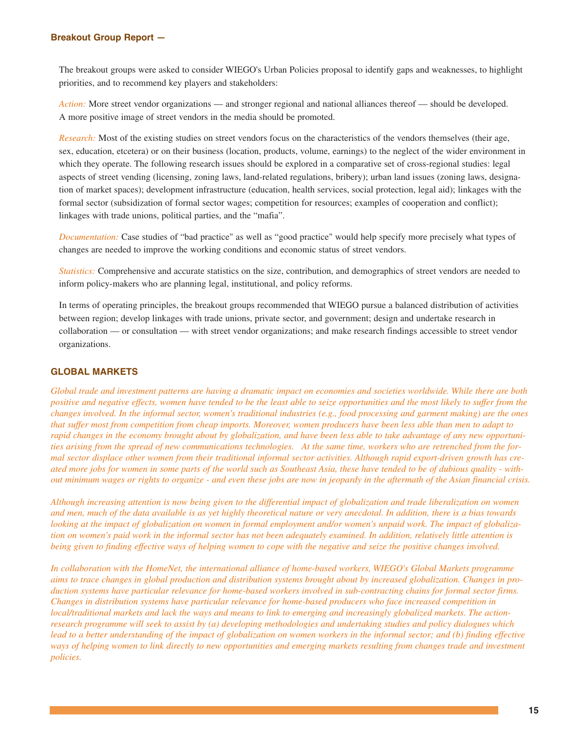**Breakout Group Report —**

The breakout groups were asked to consider WIEGO's Urban Policies proposal to identify gaps and weaknesses, to highlight priorities, and to recommend key players and stakeholders:

*Action:* More street vendor organizations — and stronger regional and national alliances thereof — should be developed. A more positive image of street vendors in the media should be promoted.

*Research:* Most of the existing studies on street vendors focus on the characteristics of the vendors themselves (their age, sex, education, etcetera) or on their business (location, products, volume, earnings) to the neglect of the wider environment in which they operate. The following research issues should be explored in a comparative set of cross-regional studies: legal aspects of street vending (licensing, zoning laws, land-related regulations, bribery); urban land issues (zoning laws, designation of market spaces); development infrastructure (education, health services, social protection, legal aid); linkages with the formal sector (subsidization of formal sector wages; competition for resources; examples of cooperation and conflict); linkages with trade unions, political parties, and the “mafia”.

*Documentation:* Case studies of “bad practice" as well as “good practice" would help specify more precisely what types of changes are needed to improve the working conditions and economic status of street vendors.

*Statistics:* Comprehensive and accurate statistics on the size, contribution, and demographics of street vendors are needed to inform policy-makers who are planning legal, institutional, and policy reforms.

In terms of operating principles, the breakout groups recommended that WIEGO pursue a balanced distribution of activities between region; develop linkages with trade unions, private sector, and government; design and undertake research in collaboration — or consultation — with street vendor organizations; and make research findings accessible to street vendor organizations.

## GLOBAL MARKETS

*Global trade and investment patterns are having a dramatic impact on economies and societies worldwide. While there are both positive and negative effects, women have tended to be the least able to seize opportunities and the most likely to suffer from the changes involved. In the informal sector, women's traditional industries (e.g., food processing and garment making) are the ones that suffer most from competition from cheap imports. Moreover, women producers have been less able than men to adapt to rapid changes in the economy brought about by globalization, and have been less able to take advantage of any new opportunities arising from the spread of new communications technologies. At the same time, workers who are retrenched from the formal sector displace other women from their traditional informal sector activities. Although rapid export-driven growth has created more jobs for women in some parts of the world such as Southeast Asia, these have tended to be of dubious quality - without minimum wages or rights to organize - and even these jobs are now in jeopardy in the aftermath of the Asian financial crisis.*

*Although increasing attention is now being given to the differential impact of globalization and trade liberalization on women and men, much of the data available is as yet highly theoretical nature or very anecdotal. In addition, there is a bias towards looking at the impact of globalization on women in formal employment and/or women's unpaid work. The impact of globalization on women's paid work in the informal sector has not been adequately examined. In addition, relatively little attention is being given to finding effective ways of helping women to cope with the negative and seize the positive changes involved.*

*In collaboration with the HomeNet, the international alliance of home-based workers, WIEGO's Global Markets programme aims to trace changes in global production and distribution systems brought about by increased globalization. Changes in production systems have particular relevance for home-based workers involved in sub-contracting chains for formal sector firms. Changes in distribution systems have particular relevance for home-based producers who face increased competition in local/traditional markets and lack the ways and means to link to emerging and increasingly globalized markets. The action-research programme will seek to assist by (a) developing methodologies and undertaking studies and policy dialogues which lead to a better understanding of the impact of globalization on women workers in the informal sector; and (b) finding effective ways of helping women to link directly to new opportunities and emerging markets resulting from changes trade and investment policies.*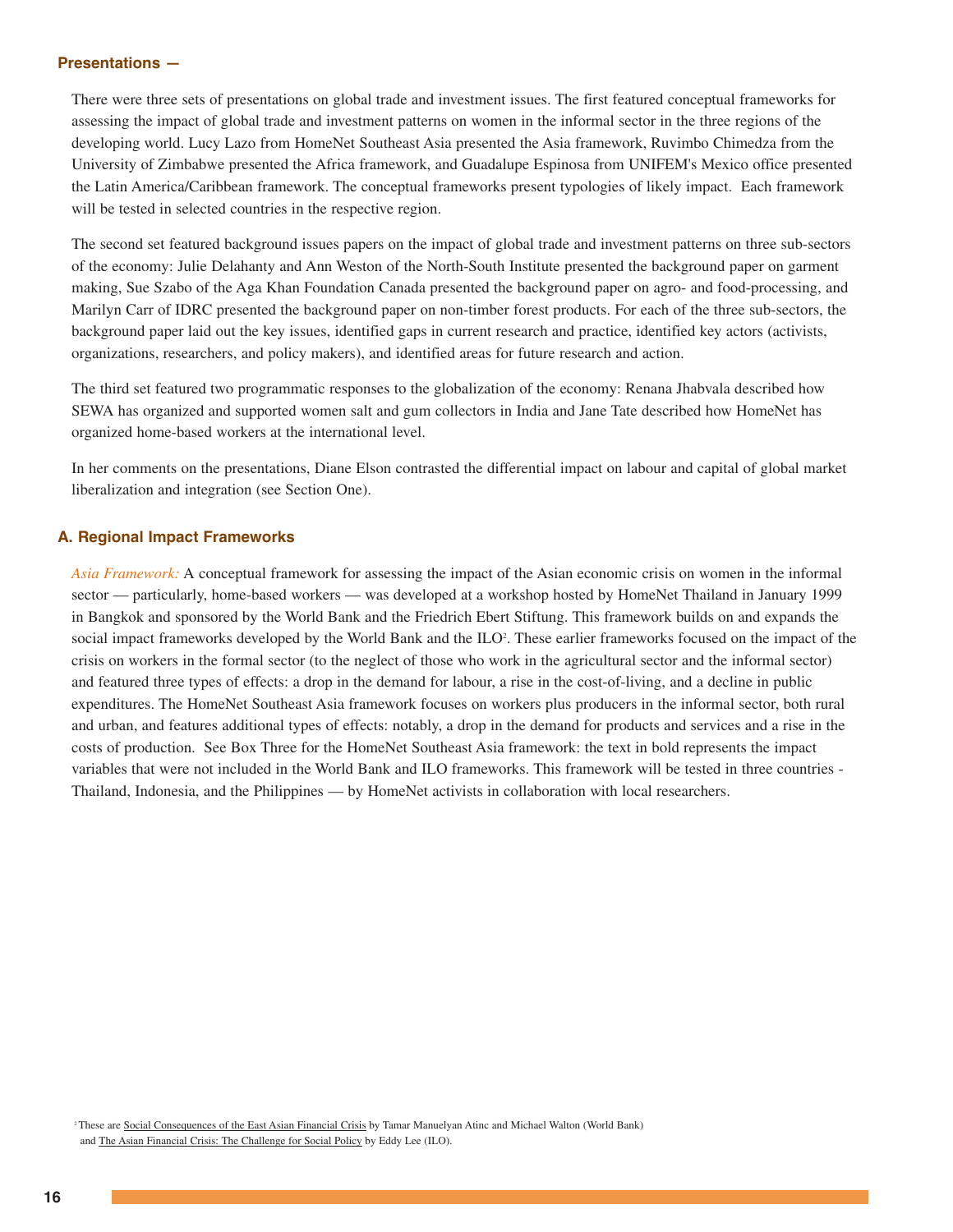### Presentations —

There were three sets of presentations on global trade and investment issues. The first featured conceptual frameworks for assessing the impact of global trade and investment patterns on women in the informal sector in the three regions of the developing world. Lucy Lazo from HomeNet Southeast Asia presented the Asia framework, Ruvimbo Chimedza from the University of Zimbabwe presented the Africa framework, and Guadalupe Espinosa from UNIFEM's Mexico office presented the Latin America/Caribbean framework. The conceptual frameworks present typologies of likely impact. Each framework will be tested in selected countries in the respective region.

The second set featured background issues papers on the impact of global trade and investment patterns on three sub-sectors of the economy: Julie Delahanty and Ann Weston of the North-South Institute presented the background paper on garment making, Sue Szabo of the Aga Khan Foundation Canada presented the background paper on agro- and food-processing, and Marilyn Carr of IDRC presented the background paper on non-timber forest products. For each of the three sub-sectors, the background paper laid out the key issues, identified gaps in current research and practice, identified key actors (activists, organizations, researchers, and policy makers), and identified areas for future research and action.

The third set featured two programmatic responses to the globalization of the economy: Renana Jhabvala described how SEWA has organized and supported women salt and gum collectors in India and Jane Tate described how HomeNet has organized home-based workers at the international level.

In her comments on the presentations, Diane Elson contrasted the differential impact on labour and capital of global market liberalization and integration (see Section One).

### A. Regional Impact Frameworks

*Asia Framework:* A conceptual framework for assessing the impact of the Asian economic crisis on women in the informal sector — particularly, home-based workers — was developed at a workshop hosted by HomeNet Thailand in January 1999 in Bangkok and sponsored by the World Bank and the Friedrich Ebert Stiftung. This framework builds on and expands the social impact frameworks developed by the World Bank and the ILO[2]. These earlier frameworks focused on the impact of the crisis on workers in the formal sector (to the neglect of those who work in the agricultural sector and the informal sector) and featured three types of effects: a drop in the demand for labour, a rise in the cost-of-living, and a decline in public expenditures. The HomeNet Southeast Asia framework focuses on workers plus producers in the informal sector, both rural and urban, and features additional types of effects: notably, a drop in the demand for products and services and a rise in the costs of production. See Box Three for the HomeNet Southeast Asia framework: the text in bold represents the impact variables that were not included in the World Bank and ILO frameworks. This framework will be tested in three countries - Thailand, Indonesia, and the Philippines — by HomeNet activists in collaboration with local researchers.

[2] These are Social Consequences of the East Asian Financial Crisis by Tamar Manuelyan Atinc and Michael Walton (World Bank) and The Asian Financial Crisis: The Challenge for Social Policy by Eddy Lee (ILO).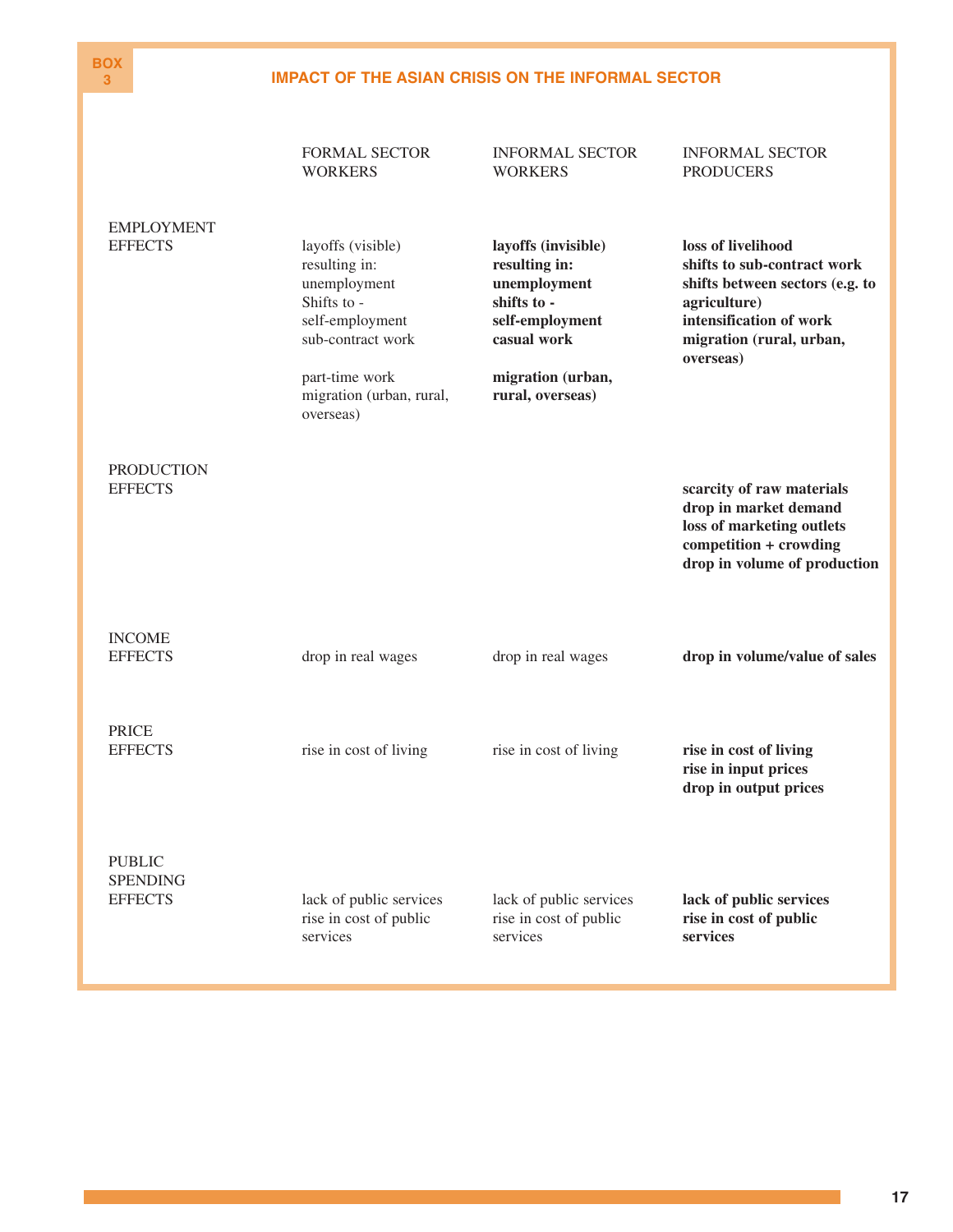BOX 3

## IMPACT OF THE ASIAN CRISIS ON THE INFORMAL SECTOR

| | FORMAL SECTOR WORKERS | INFORMAL SECTOR WORKERS | INFORMAL SECTOR PRODUCERS |
|---|---|---|---|
| EMPLOYMENT EFFECTS | layoffs (visible) resulting in: unemployment Shifts to - self-employment sub-contract work part-time work migration (urban, rural, overseas) | **layoffs (invisible) resulting in: unemployment shifts to - self-employment casual work migration (urban, rural, overseas)** | **loss of livelihood shifts to sub-contract work shifts between sectors (e.g. to agriculture) intensification of work migration (rural, urban, overseas)** |
| PRODUCTION EFFECTS | | | **scarcity of raw materials drop in market demand loss of marketing outlets competition + crowding drop in volume of production** |
| INCOME EFFECTS | drop in real wages | drop in real wages | **drop in volume/value of sales** |
| PRICE EFFECTS | rise in cost of living | rise in cost of living | **rise in cost of living rise in input prices drop in output prices** |
| PUBLIC SPENDING EFFECTS | lack of public services rise in cost of public services | lack of public services rise in cost of public services | **lack of public services rise in cost of public services** |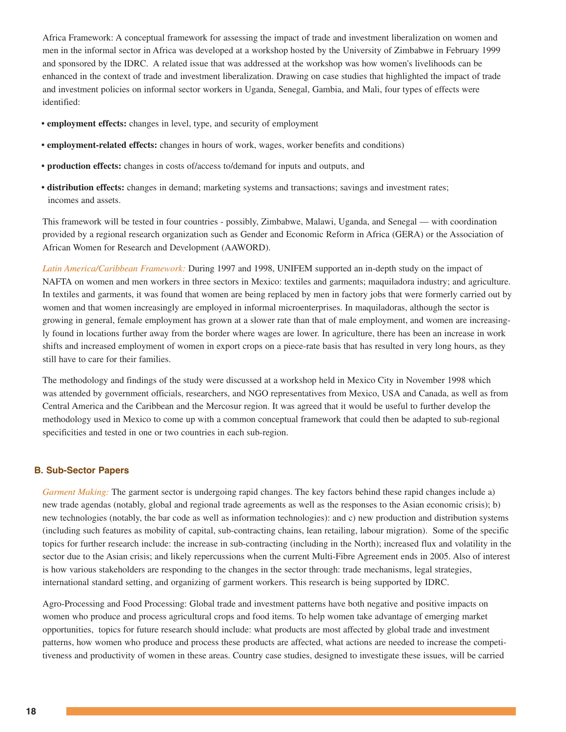Africa Framework: A conceptual framework for assessing the impact of trade and investment liberalization on women and men in the informal sector in Africa was developed at a workshop hosted by the University of Zimbabwe in February 1999 and sponsored by the IDRC. A related issue that was addressed at the workshop was how women's livelihoods can be enhanced in the context of trade and investment liberalization. Drawing on case studies that highlighted the impact of trade and investment policies on informal sector workers in Uganda, Senegal, Gambia, and Mali, four types of effects were identified:

- **employment effects:** changes in level, type, and security of employment
- **employment-related effects:** changes in hours of work, wages, worker benefits and conditions)
- **production effects:** changes in costs of/access to/demand for inputs and outputs, and
- **distribution effects:** changes in demand; marketing systems and transactions; savings and investment rates; incomes and assets.

This framework will be tested in four countries - possibly, Zimbabwe, Malawi, Uganda, and Senegal — with coordination provided by a regional research organization such as Gender and Economic Reform in Africa (GERA) or the Association of African Women for Research and Development (AAWORD).

*Latin America/Caribbean Framework:* During 1997 and 1998, UNIFEM supported an in-depth study on the impact of NAFTA on women and men workers in three sectors in Mexico: textiles and garments; maquiladora industry; and agriculture. In textiles and garments, it was found that women are being replaced by men in factory jobs that were formerly carried out by women and that women increasingly are employed in informal microenterprises. In maquiladoras, although the sector is growing in general, female employment has grown at a slower rate than that of male employment, and women are increasingly found in locations further away from the border where wages are lower. In agriculture, there has been an increase in work shifts and increased employment of women in export crops on a piece-rate basis that has resulted in very long hours, as they still have to care for their families.

The methodology and findings of the study were discussed at a workshop held in Mexico City in November 1998 which was attended by government officials, researchers, and NGO representatives from Mexico, USA and Canada, as well as from Central America and the Caribbean and the Mercosur region. It was agreed that it would be useful to further develop the methodology used in Mexico to come up with a common conceptual framework that could then be adapted to sub-regional specificities and tested in one or two countries in each sub-region.

### B. Sub-Sector Papers

*Garment Making:* The garment sector is undergoing rapid changes. The key factors behind these rapid changes include a) new trade agendas (notably, global and regional trade agreements as well as the responses to the Asian economic crisis); b) new technologies (notably, the bar code as well as information technologies): and c) new production and distribution systems (including such features as mobility of capital, sub-contracting chains, lean retailing, labour migration). Some of the specific topics for further research include: the increase in sub-contracting (including in the North); increased flux and volatility in the sector due to the Asian crisis; and likely repercussions when the current Multi-Fibre Agreement ends in 2005. Also of interest is how various stakeholders are responding to the changes in the sector through: trade mechanisms, legal strategies, international standard setting, and organizing of garment workers. This research is being supported by IDRC.

Agro-Processing and Food Processing: Global trade and investment patterns have both negative and positive impacts on women who produce and process agricultural crops and food items. To help women take advantage of emerging market opportunities, topics for future research should include: what products are most affected by global trade and investment patterns, how women who produce and process these products are affected, what actions are needed to increase the competitiveness and productivity of women in these areas. Country case studies, designed to investigate these issues, will be carried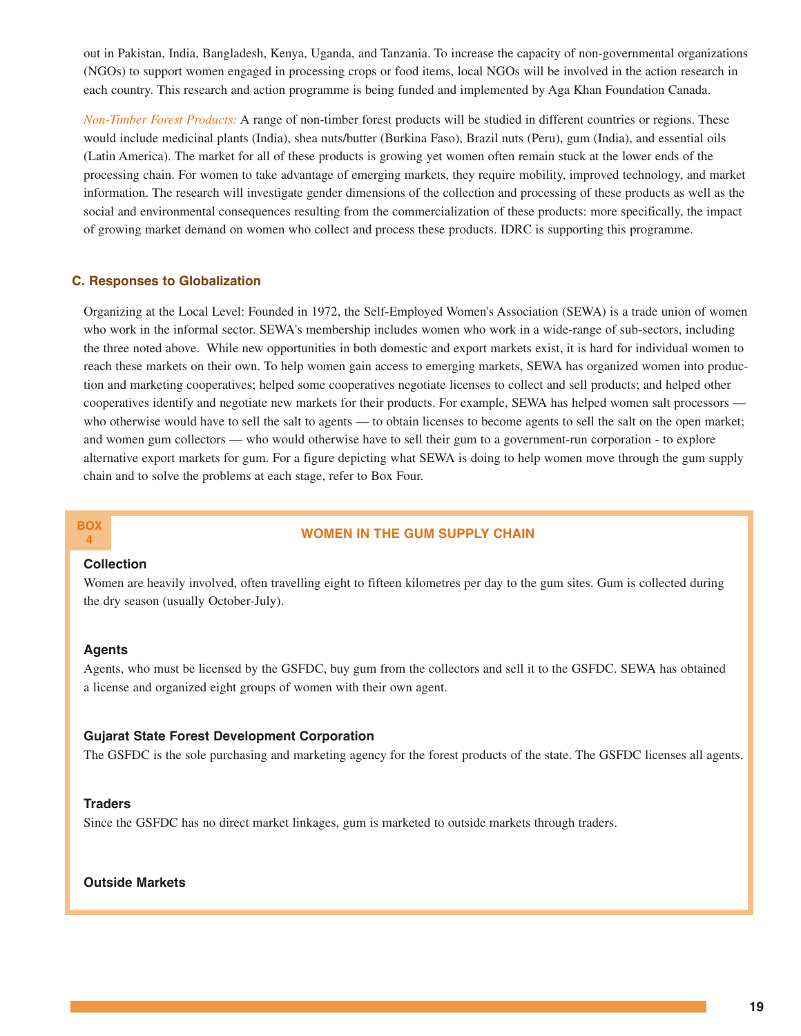out in Pakistan, India, Bangladesh, Kenya, Uganda, and Tanzania. To increase the capacity of non-governmental organizations (NGOs) to support women engaged in processing crops or food items, local NGOs will be involved in the action research in each country. This research and action programme is being funded and implemented by Aga Khan Foundation Canada.

*Non-Timber Forest Products:* A range of non-timber forest products will be studied in different countries or regions. These would include medicinal plants (India), shea nuts/butter (Burkina Faso), Brazil nuts (Peru), gum (India), and essential oils (Latin America). The market for all of these products is growing yet women often remain stuck at the lower ends of the processing chain. For women to take advantage of emerging markets, they require mobility, improved technology, and market information. The research will investigate gender dimensions of the collection and processing of these products as well as the social and environmental consequences resulting from the commercialization of these products: more specifically, the impact of growing market demand on women who collect and process these products. IDRC is supporting this programme.

### C. Responses to Globalization

Organizing at the Local Level: Founded in 1972, the Self-Employed Women's Association (SEWA) is a trade union of women who work in the informal sector. SEWA's membership includes women who work in a wide-range of sub-sectors, including the three noted above. While new opportunities in both domestic and export markets exist, it is hard for individual women to reach these markets on their own. To help women gain access to emerging markets, SEWA has organized women into production and marketing cooperatives; helped some cooperatives negotiate licenses to collect and sell products; and helped other cooperatives identify and negotiate new markets for their products. For example, SEWA has helped women salt processors — who otherwise would have to sell the salt to agents — to obtain licenses to become agents to sell the salt on the open market; and women gum collectors — who would otherwise have to sell their gum to a government-run corporation - to explore alternative export markets for gum. For a figure depicting what SEWA is doing to help women move through the gum supply chain and to solve the problems at each stage, refer to Box Four.

**BOX 4**

#### WOMEN IN THE GUM SUPPLY CHAIN

**Collection**

Women are heavily involved, often travelling eight to fifteen kilometres per day to the gum sites. Gum is collected during the dry season (usually October-July).

**Agents**

Agents, who must be licensed by the GSFDC, buy gum from the collectors and sell it to the GSFDC. SEWA has obtained a license and organized eight groups of women with their own agent.

**Gujarat State Forest Development Corporation**

The GSFDC is the sole purchasing and marketing agency for the forest products of the state. The GSFDC licenses all agents.

**Traders**

Since the GSFDC has no direct market linkages, gum is marketed to outside markets through traders.

**Outside Markets**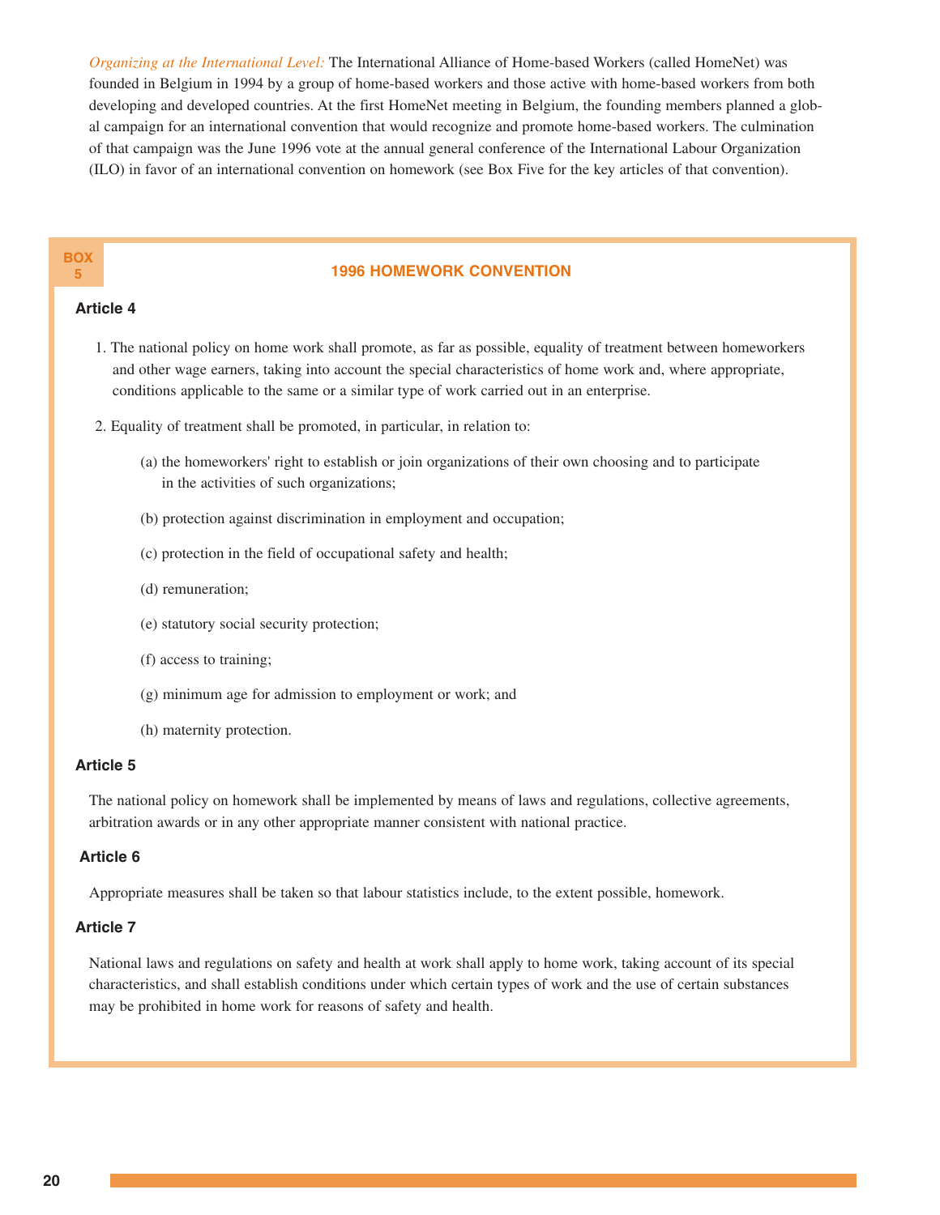*Organizing at the International Level:* The International Alliance of Home-based Workers (called HomeNet) was founded in Belgium in 1994 by a group of home-based workers and those active with home-based workers from both developing and developed countries. At the first HomeNet meeting in Belgium, the founding members planned a global campaign for an international convention that would recognize and promote home-based workers. The culmination of that campaign was the June 1996 vote at the annual general conference of the International Labour Organization (ILO) in favor of an international convention on homework (see Box Five for the key articles of that convention).

**BOX 5**

### 1996 HOMEWORK CONVENTION

**Article 4**

1. The national policy on home work shall promote, as far as possible, equality of treatment between homeworkers and other wage earners, taking into account the special characteristics of home work and, where appropriate, conditions applicable to the same or a similar type of work carried out in an enterprise.

2. Equality of treatment shall be promoted, in particular, in relation to:

   (a) the homeworkers' right to establish or join organizations of their own choosing and to participate in the activities of such organizations;

   (b) protection against discrimination in employment and occupation;

   (c) protection in the field of occupational safety and health;

   (d) remuneration;

   (e) statutory social security protection;

   (f) access to training;

   (g) minimum age for admission to employment or work; and

   (h) maternity protection.

**Article 5**

The national policy on homework shall be implemented by means of laws and regulations, collective agreements, arbitration awards or in any other appropriate manner consistent with national practice.

**Article 6**

Appropriate measures shall be taken so that labour statistics include, to the extent possible, homework.

**Article 7**

National laws and regulations on safety and health at work shall apply to home work, taking account of its special characteristics, and shall establish conditions under which certain types of work and the use of certain substances may be prohibited in home work for reasons of safety and health.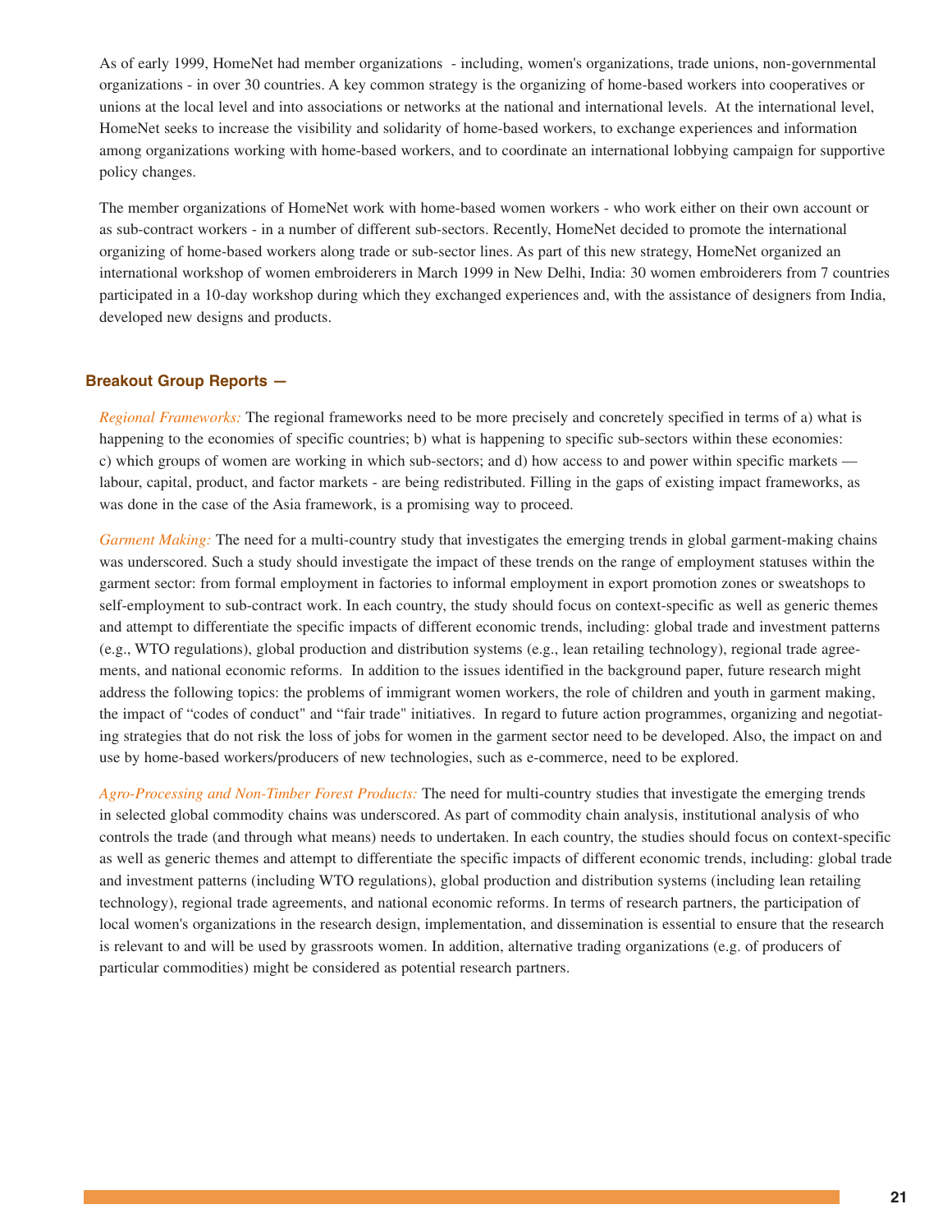As of early 1999, HomeNet had member organizations - including, women's organizations, trade unions, non-governmental organizations - in over 30 countries. A key common strategy is the organizing of home-based workers into cooperatives or unions at the local level and into associations or networks at the national and international levels. At the international level, HomeNet seeks to increase the visibility and solidarity of home-based workers, to exchange experiences and information among organizations working with home-based workers, and to coordinate an international lobbying campaign for supportive policy changes.

The member organizations of HomeNet work with home-based women workers - who work either on their own account or as sub-contract workers - in a number of different sub-sectors. Recently, HomeNet decided to promote the international organizing of home-based workers along trade or sub-sector lines. As part of this new strategy, HomeNet organized an international workshop of women embroiderers in March 1999 in New Delhi, India: 30 women embroiderers from 7 countries participated in a 10-day workshop during which they exchanged experiences and, with the assistance of designers from India, developed new designs and products.

### Breakout Group Reports —

*Regional Frameworks:* The regional frameworks need to be more precisely and concretely specified in terms of a) what is happening to the economies of specific countries; b) what is happening to specific sub-sectors within these economies: c) which groups of women are working in which sub-sectors; and d) how access to and power within specific markets — labour, capital, product, and factor markets - are being redistributed. Filling in the gaps of existing impact frameworks, as was done in the case of the Asia framework, is a promising way to proceed.

*Garment Making:* The need for a multi-country study that investigates the emerging trends in global garment-making chains was underscored. Such a study should investigate the impact of these trends on the range of employment statuses within the garment sector: from formal employment in factories to informal employment in export promotion zones or sweatshops to self-employment to sub-contract work. In each country, the study should focus on context-specific as well as generic themes and attempt to differentiate the specific impacts of different economic trends, including: global trade and investment patterns (e.g., WTO regulations), global production and distribution systems (e.g., lean retailing technology), regional trade agreements, and national economic reforms. In addition to the issues identified in the background paper, future research might address the following topics: the problems of immigrant women workers, the role of children and youth in garment making, the impact of "codes of conduct" and "fair trade" initiatives. In regard to future action programmes, organizing and negotiating strategies that do not risk the loss of jobs for women in the garment sector need to be developed. Also, the impact on and use by home-based workers/producers of new technologies, such as e-commerce, need to be explored.

*Agro-Processing and Non-Timber Forest Products:* The need for multi-country studies that investigate the emerging trends in selected global commodity chains was underscored. As part of commodity chain analysis, institutional analysis of who controls the trade (and through what means) needs to undertaken. In each country, the studies should focus on context-specific as well as generic themes and attempt to differentiate the specific impacts of different economic trends, including: global trade and investment patterns (including WTO regulations), global production and distribution systems (including lean retailing technology), regional trade agreements, and national economic reforms. In terms of research partners, the participation of local women's organizations in the research design, implementation, and dissemination is essential to ensure that the research is relevant to and will be used by grassroots women. In addition, alternative trading organizations (e.g. of producers of particular commodities) might be considered as potential research partners.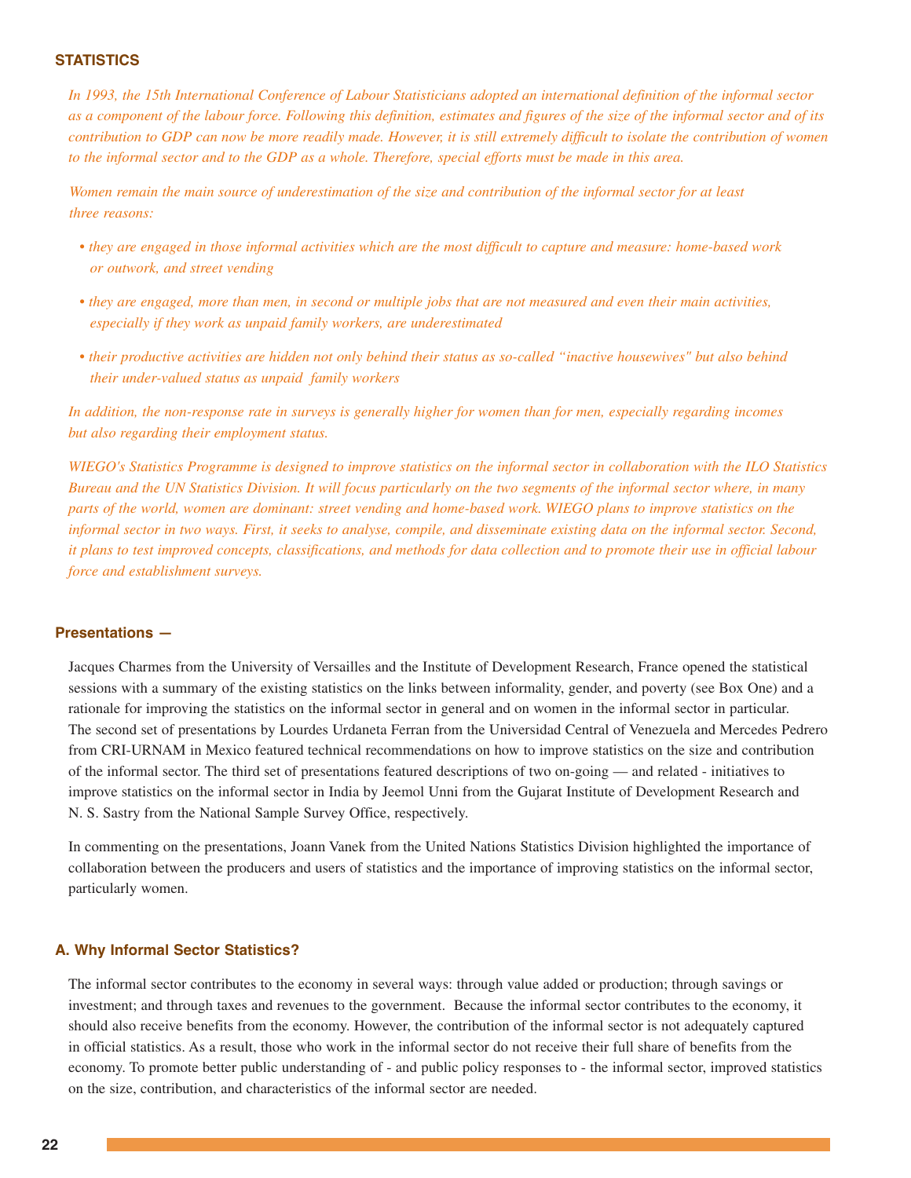## STATISTICS

*In 1993, the 15th International Conference of Labour Statisticians adopted an international definition of the informal sector as a component of the labour force. Following this definition, estimates and figures of the size of the informal sector and of its contribution to GDP can now be more readily made. However, it is still extremely difficult to isolate the contribution of women to the informal sector and to the GDP as a whole. Therefore, special efforts must be made in this area.*

*Women remain the main source of underestimation of the size and contribution of the informal sector for at least three reasons:*

- *they are engaged in those informal activities which are the most difficult to capture and measure: home-based work or outwork, and street vending*
- *they are engaged, more than men, in second or multiple jobs that are not measured and even their main activities, especially if they work as unpaid family workers, are underestimated*
- *their productive activities are hidden not only behind their status as so-called "inactive housewives" but also behind their under-valued status as unpaid family workers*

*In addition, the non-response rate in surveys is generally higher for women than for men, especially regarding incomes but also regarding their employment status.*

*WIEGO's Statistics Programme is designed to improve statistics on the informal sector in collaboration with the ILO Statistics Bureau and the UN Statistics Division. It will focus particularly on the two segments of the informal sector where, in many parts of the world, women are dominant: street vending and home-based work. WIEGO plans to improve statistics on the informal sector in two ways. First, it seeks to analyse, compile, and disseminate existing data on the informal sector. Second, it plans to test improved concepts, classifications, and methods for data collection and to promote their use in official labour force and establishment surveys.*

### Presentations —

Jacques Charmes from the University of Versailles and the Institute of Development Research, France opened the statistical sessions with a summary of the existing statistics on the links between informality, gender, and poverty (see Box One) and a rationale for improving the statistics on the informal sector in general and on women in the informal sector in particular. The second set of presentations by Lourdes Urdaneta Ferran from the Universidad Central of Venezuela and Mercedes Pedrero from CRI-URNAM in Mexico featured technical recommendations on how to improve statistics on the size and contribution of the informal sector. The third set of presentations featured descriptions of two on-going — and related - initiatives to improve statistics on the informal sector in India by Jeemol Unni from the Gujarat Institute of Development Research and N. S. Sastry from the National Sample Survey Office, respectively.

In commenting on the presentations, Joann Vanek from the United Nations Statistics Division highlighted the importance of collaboration between the producers and users of statistics and the importance of improving statistics on the informal sector, particularly women.

### A. Why Informal Sector Statistics?

The informal sector contributes to the economy in several ways: through value added or production; through savings or investment; and through taxes and revenues to the government. Because the informal sector contributes to the economy, it should also receive benefits from the economy. However, the contribution of the informal sector is not adequately captured in official statistics. As a result, those who work in the informal sector do not receive their full share of benefits from the economy. To promote better public understanding of - and public policy responses to - the informal sector, improved statistics on the size, contribution, and characteristics of the informal sector are needed.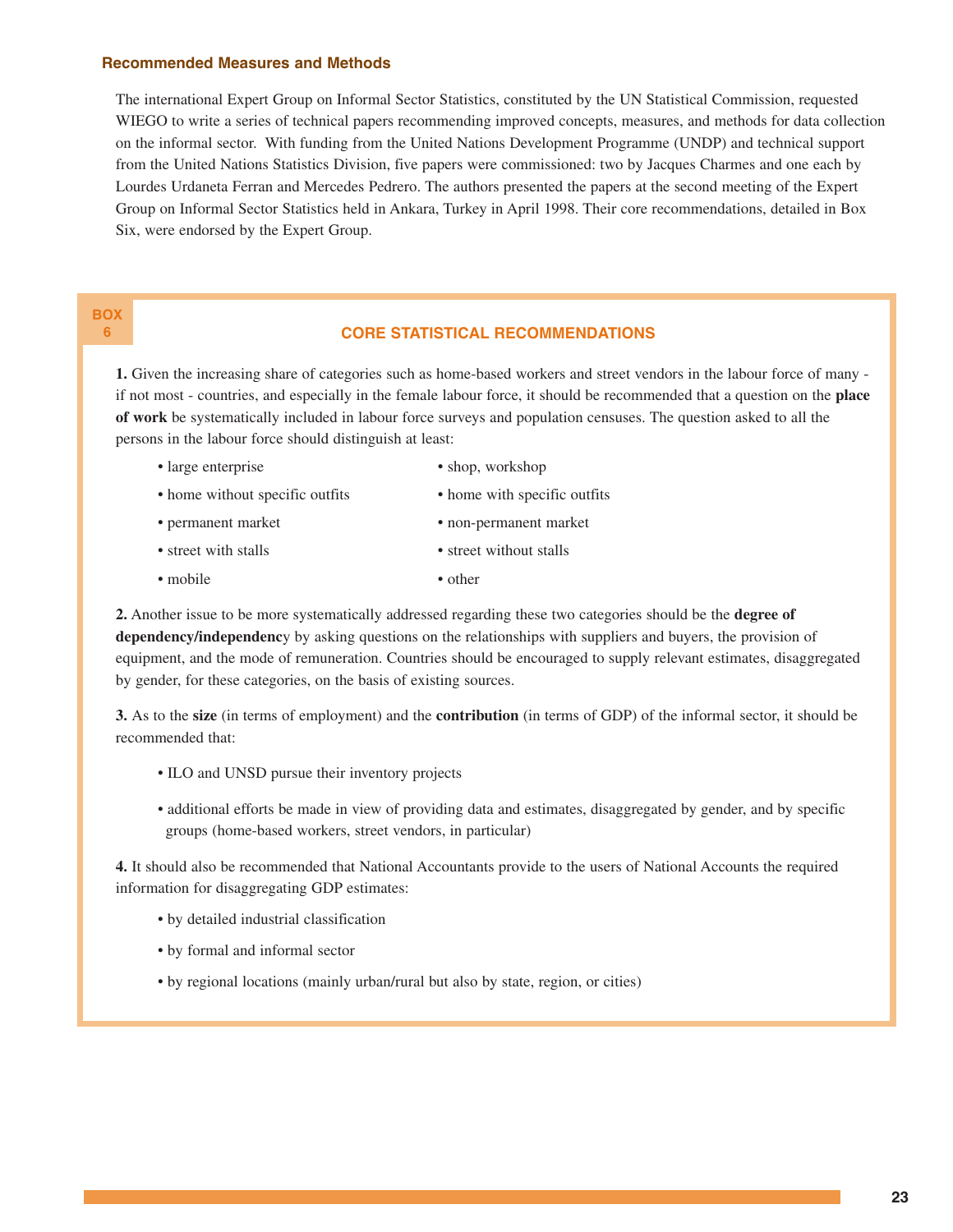### Recommended Measures and Methods

The international Expert Group on Informal Sector Statistics, constituted by the UN Statistical Commission, requested WIEGO to write a series of technical papers recommending improved concepts, measures, and methods for data collection on the informal sector. With funding from the United Nations Development Programme (UNDP) and technical support from the United Nations Statistics Division, five papers were commissioned: two by Jacques Charmes and one each by Lourdes Urdaneta Ferran and Mercedes Pedrero. The authors presented the papers at the second meeting of the Expert Group on Informal Sector Statistics held in Ankara, Turkey in April 1998. Their core recommendations, detailed in Box Six, were endorsed by the Expert Group.

**BOX 6**

#### CORE STATISTICAL RECOMMENDATIONS

**1.** Given the increasing share of categories such as home-based workers and street vendors in the labour force of many - if not most - countries, and especially in the female labour force, it should be recommended that a question on the **place of work** be systematically included in labour force surveys and population censuses. The question asked to all the persons in the labour force should distinguish at least:

- large enterprise
- shop, workshop
- home without specific outfits
- home with specific outfits
- permanent market
- non-permanent market
- street with stalls
- street without stalls
- mobile
- other

**2.** Another issue to be more systematically addressed regarding these two categories should be the **degree of dependency/independency** by asking questions on the relationships with suppliers and buyers, the provision of equipment, and the mode of remuneration. Countries should be encouraged to supply relevant estimates, disaggregated by gender, for these categories, on the basis of existing sources.

**3.** As to the **size** (in terms of employment) and the **contribution** (in terms of GDP) of the informal sector, it should be recommended that:

- ILO and UNSD pursue their inventory projects
- additional efforts be made in view of providing data and estimates, disaggregated by gender, and by specific groups (home-based workers, street vendors, in particular)

**4.** It should also be recommended that National Accountants provide to the users of National Accounts the required information for disaggregating GDP estimates:

- by detailed industrial classification
- by formal and informal sector
- by regional locations (mainly urban/rural but also by state, region, or cities)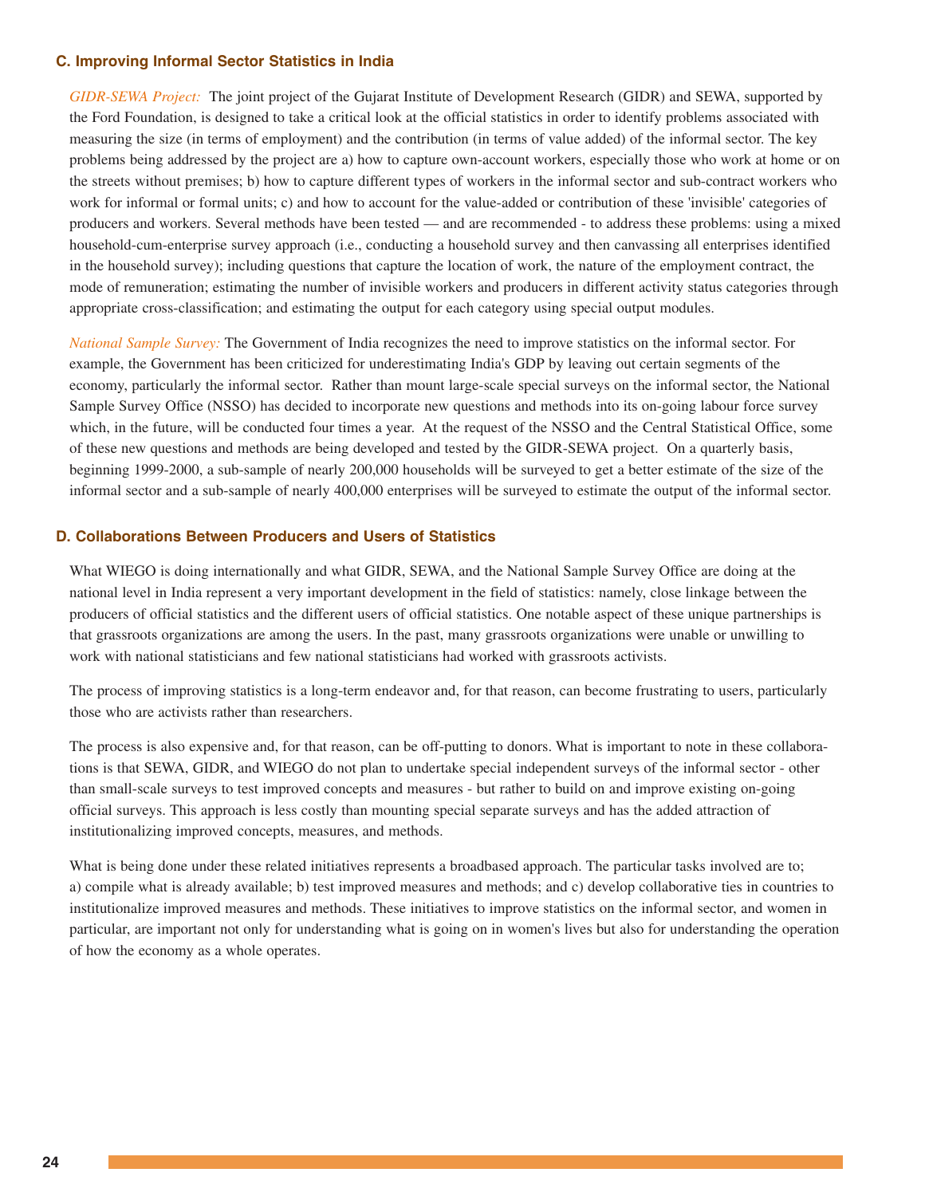### C. Improving Informal Sector Statistics in India

*GIDR-SEWA Project:* The joint project of the Gujarat Institute of Development Research (GIDR) and SEWA, supported by the Ford Foundation, is designed to take a critical look at the official statistics in order to identify problems associated with measuring the size (in terms of employment) and the contribution (in terms of value added) of the informal sector. The key problems being addressed by the project are a) how to capture own-account workers, especially those who work at home or on the streets without premises; b) how to capture different types of workers in the informal sector and sub-contract workers who work for informal or formal units; c) and how to account for the value-added or contribution of these 'invisible' categories of producers and workers. Several methods have been tested — and are recommended - to address these problems: using a mixed household-cum-enterprise survey approach (i.e., conducting a household survey and then canvassing all enterprises identified in the household survey); including questions that capture the location of work, the nature of the employment contract, the mode of remuneration; estimating the number of invisible workers and producers in different activity status categories through appropriate cross-classification; and estimating the output for each category using special output modules.

*National Sample Survey:* The Government of India recognizes the need to improve statistics on the informal sector. For example, the Government has been criticized for underestimating India's GDP by leaving out certain segments of the economy, particularly the informal sector. Rather than mount large-scale special surveys on the informal sector, the National Sample Survey Office (NSSO) has decided to incorporate new questions and methods into its on-going labour force survey which, in the future, will be conducted four times a year. At the request of the NSSO and the Central Statistical Office, some of these new questions and methods are being developed and tested by the GIDR-SEWA project. On a quarterly basis, beginning 1999-2000, a sub-sample of nearly 200,000 households will be surveyed to get a better estimate of the size of the informal sector and a sub-sample of nearly 400,000 enterprises will be surveyed to estimate the output of the informal sector.

### D. Collaborations Between Producers and Users of Statistics

What WIEGO is doing internationally and what GIDR, SEWA, and the National Sample Survey Office are doing at the national level in India represent a very important development in the field of statistics: namely, close linkage between the producers of official statistics and the different users of official statistics. One notable aspect of these unique partnerships is that grassroots organizations are among the users. In the past, many grassroots organizations were unable or unwilling to work with national statisticians and few national statisticians had worked with grassroots activists.

The process of improving statistics is a long-term endeavor and, for that reason, can become frustrating to users, particularly those who are activists rather than researchers.

The process is also expensive and, for that reason, can be off-putting to donors. What is important to note in these collaborations is that SEWA, GIDR, and WIEGO do not plan to undertake special independent surveys of the informal sector - other than small-scale surveys to test improved concepts and measures - but rather to build on and improve existing on-going official surveys. This approach is less costly than mounting special separate surveys and has the added attraction of institutionalizing improved concepts, measures, and methods.

What is being done under these related initiatives represents a broadbased approach. The particular tasks involved are to; a) compile what is already available; b) test improved measures and methods; and c) develop collaborative ties in countries to institutionalize improved measures and methods. These initiatives to improve statistics on the informal sector, and women in particular, are important not only for understanding what is going on in women's lives but also for understanding the operation of how the economy as a whole operates.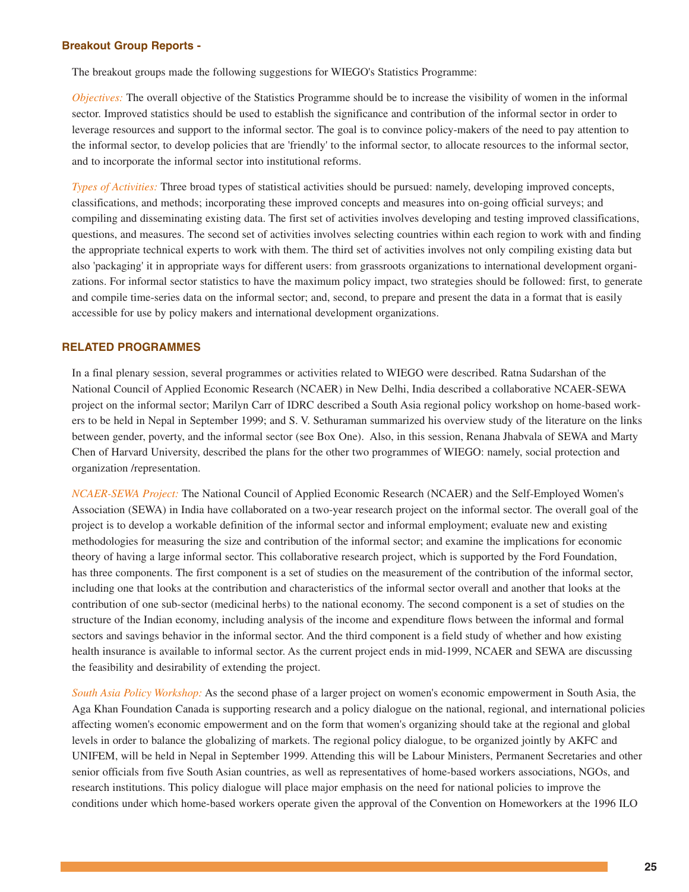### Breakout Group Reports -

The breakout groups made the following suggestions for WIEGO's Statistics Programme:

*Objectives:* The overall objective of the Statistics Programme should be to increase the visibility of women in the informal sector. Improved statistics should be used to establish the significance and contribution of the informal sector in order to leverage resources and support to the informal sector. The goal is to convince policy-makers of the need to pay attention to the informal sector, to develop policies that are 'friendly' to the informal sector, to allocate resources to the informal sector, and to incorporate the informal sector into institutional reforms.

*Types of Activities:* Three broad types of statistical activities should be pursued: namely, developing improved concepts, classifications, and methods; incorporating these improved concepts and measures into on-going official surveys; and compiling and disseminating existing data. The first set of activities involves developing and testing improved classifications, questions, and measures. The second set of activities involves selecting countries within each region to work with and finding the appropriate technical experts to work with them. The third set of activities involves not only compiling existing data but also 'packaging' it in appropriate ways for different users: from grassroots organizations to international development organizations. For informal sector statistics to have the maximum policy impact, two strategies should be followed: first, to generate and compile time-series data on the informal sector; and, second, to prepare and present the data in a format that is easily accessible for use by policy makers and international development organizations.

## RELATED PROGRAMMES

In a final plenary session, several programmes or activities related to WIEGO were described. Ratna Sudarshan of the National Council of Applied Economic Research (NCAER) in New Delhi, India described a collaborative NCAER-SEWA project on the informal sector; Marilyn Carr of IDRC described a South Asia regional policy workshop on home-based workers to be held in Nepal in September 1999; and S. V. Sethuraman summarized his overview study of the literature on the links between gender, poverty, and the informal sector (see Box One). Also, in this session, Renana Jhabvala of SEWA and Marty Chen of Harvard University, described the plans for the other two programmes of WIEGO: namely, social protection and organization /representation.

*NCAER-SEWA Project:* The National Council of Applied Economic Research (NCAER) and the Self-Employed Women's Association (SEWA) in India have collaborated on a two-year research project on the informal sector. The overall goal of the project is to develop a workable definition of the informal sector and informal employment; evaluate new and existing methodologies for measuring the size and contribution of the informal sector; and examine the implications for economic theory of having a large informal sector. This collaborative research project, which is supported by the Ford Foundation, has three components. The first component is a set of studies on the measurement of the contribution of the informal sector, including one that looks at the contribution and characteristics of the informal sector overall and another that looks at the contribution of one sub-sector (medicinal herbs) to the national economy. The second component is a set of studies on the structure of the Indian economy, including analysis of the income and expenditure flows between the informal and formal sectors and savings behavior in the informal sector. And the third component is a field study of whether and how existing health insurance is available to informal sector. As the current project ends in mid-1999, NCAER and SEWA are discussing the feasibility and desirability of extending the project.

*South Asia Policy Workshop:* As the second phase of a larger project on women's economic empowerment in South Asia, the Aga Khan Foundation Canada is supporting research and a policy dialogue on the national, regional, and international policies affecting women's economic empowerment and on the form that women's organizing should take at the regional and global levels in order to balance the globalizing of markets. The regional policy dialogue, to be organized jointly by AKFC and UNIFEM, will be held in Nepal in September 1999. Attending this will be Labour Ministers, Permanent Secretaries and other senior officials from five South Asian countries, as well as representatives of home-based workers associations, NGOs, and research institutions. This policy dialogue will place major emphasis on the need for national policies to improve the conditions under which home-based workers operate given the approval of the Convention on Homeworkers at the 1996 ILO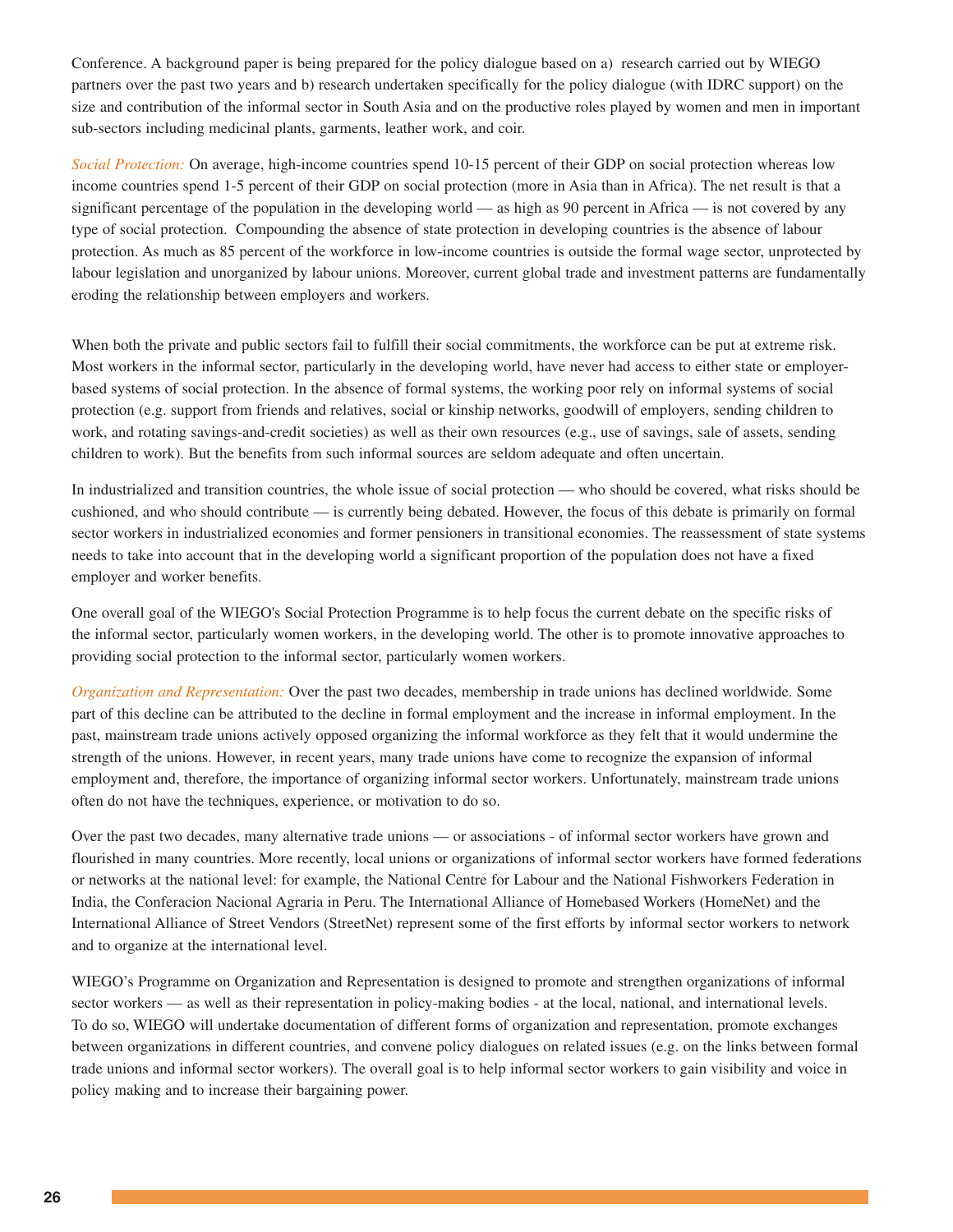Conference. A background paper is being prepared for the policy dialogue based on a) research carried out by WIEGO partners over the past two years and b) research undertaken specifically for the policy dialogue (with IDRC support) on the size and contribution of the informal sector in South Asia and on the productive roles played by women and men in important sub-sectors including medicinal plants, garments, leather work, and coir.

*Social Protection:* On average, high-income countries spend 10-15 percent of their GDP on social protection whereas low income countries spend 1-5 percent of their GDP on social protection (more in Asia than in Africa). The net result is that a significant percentage of the population in the developing world — as high as 90 percent in Africa — is not covered by any type of social protection. Compounding the absence of state protection in developing countries is the absence of labour protection. As much as 85 percent of the workforce in low-income countries is outside the formal wage sector, unprotected by labour legislation and unorganized by labour unions. Moreover, current global trade and investment patterns are fundamentally eroding the relationship between employers and workers.

When both the private and public sectors fail to fulfill their social commitments, the workforce can be put at extreme risk. Most workers in the informal sector, particularly in the developing world, have never had access to either state or employer-based systems of social protection. In the absence of formal systems, the working poor rely on informal systems of social protection (e.g. support from friends and relatives, social or kinship networks, goodwill of employers, sending children to work, and rotating savings-and-credit societies) as well as their own resources (e.g., use of savings, sale of assets, sending children to work). But the benefits from such informal sources are seldom adequate and often uncertain.

In industrialized and transition countries, the whole issue of social protection — who should be covered, what risks should be cushioned, and who should contribute — is currently being debated. However, the focus of this debate is primarily on formal sector workers in industrialized economies and former pensioners in transitional economies. The reassessment of state systems needs to take into account that in the developing world a significant proportion of the population does not have a fixed employer and worker benefits.

One overall goal of the WIEGO's Social Protection Programme is to help focus the current debate on the specific risks of the informal sector, particularly women workers, in the developing world. The other is to promote innovative approaches to providing social protection to the informal sector, particularly women workers.

*Organization and Representation:* Over the past two decades, membership in trade unions has declined worldwide. Some part of this decline can be attributed to the decline in formal employment and the increase in informal employment. In the past, mainstream trade unions actively opposed organizing the informal workforce as they felt that it would undermine the strength of the unions. However, in recent years, many trade unions have come to recognize the expansion of informal employment and, therefore, the importance of organizing informal sector workers. Unfortunately, mainstream trade unions often do not have the techniques, experience, or motivation to do so.

Over the past two decades, many alternative trade unions — or associations - of informal sector workers have grown and flourished in many countries. More recently, local unions or organizations of informal sector workers have formed federations or networks at the national level: for example, the National Centre for Labour and the National Fishworkers Federation in India, the Conferacion Nacional Agraria in Peru. The International Alliance of Homebased Workers (HomeNet) and the International Alliance of Street Vendors (StreetNet) represent some of the first efforts by informal sector workers to network and to organize at the international level.

WIEGO's Programme on Organization and Representation is designed to promote and strengthen organizations of informal sector workers — as well as their representation in policy-making bodies - at the local, national, and international levels. To do so, WIEGO will undertake documentation of different forms of organization and representation, promote exchanges between organizations in different countries, and convene policy dialogues on related issues (e.g. on the links between formal trade unions and informal sector workers). The overall goal is to help informal sector workers to gain visibility and voice in policy making and to increase their bargaining power.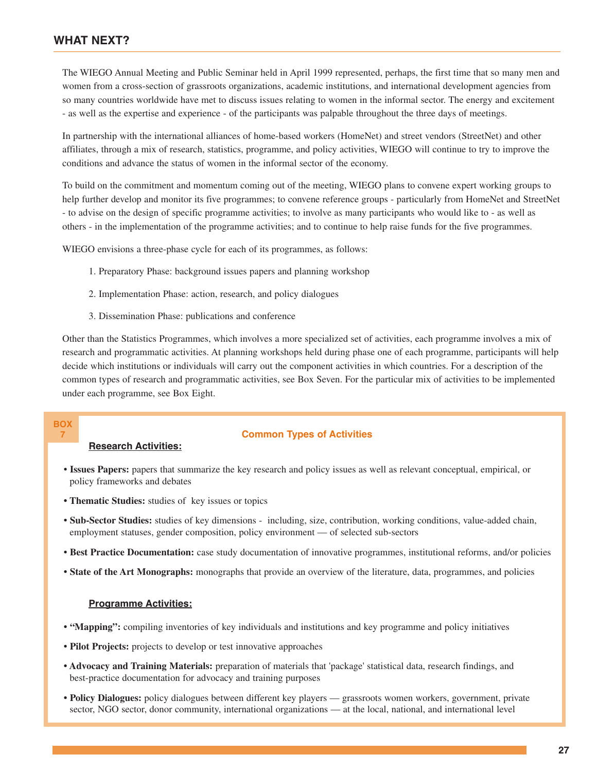## WHAT NEXT?

The WIEGO Annual Meeting and Public Seminar held in April 1999 represented, perhaps, the first time that so many men and women from a cross-section of grassroots organizations, academic institutions, and international development agencies from so many countries worldwide have met to discuss issues relating to women in the informal sector. The energy and excitement - as well as the expertise and experience - of the participants was palpable throughout the three days of meetings.

In partnership with the international alliances of home-based workers (HomeNet) and street vendors (StreetNet) and other affiliates, through a mix of research, statistics, programme, and policy activities, WIEGO will continue to try to improve the conditions and advance the status of women in the informal sector of the economy.

To build on the commitment and momentum coming out of the meeting, WIEGO plans to convene expert working groups to help further develop and monitor its five programmes; to convene reference groups - particularly from HomeNet and StreetNet - to advise on the design of specific programme activities; to involve as many participants who would like to - as well as others - in the implementation of the programme activities; and to continue to help raise funds for the five programmes.

WIEGO envisions a three-phase cycle for each of its programmes, as follows:

1. Preparatory Phase: background issues papers and planning workshop
2. Implementation Phase: action, research, and policy dialogues
3. Dissemination Phase: publications and conference

Other than the Statistics Programmes, which involves a more specialized set of activities, each programme involves a mix of research and programmatic activities. At planning workshops held during phase one of each programme, participants will help decide which institutions or individuals will carry out the component activities in which countries. For a description of the common types of research and programmatic activities, see Box Seven. For the particular mix of activities to be implemented under each programme, see Box Eight.

**BOX 7**

### Common Types of Activities

**Research Activities:**

- **Issues Papers:** papers that summarize the key research and policy issues as well as relevant conceptual, empirical, or policy frameworks and debates
- **Thematic Studies:** studies of key issues or topics
- **Sub-Sector Studies:** studies of key dimensions - including, size, contribution, working conditions, value-added chain, employment statuses, gender composition, policy environment — of selected sub-sectors
- **Best Practice Documentation:** case study documentation of innovative programmes, institutional reforms, and/or policies
- **State of the Art Monographs:** monographs that provide an overview of the literature, data, programmes, and policies

**Programme Activities:**

- **"Mapping":** compiling inventories of key individuals and institutions and key programme and policy initiatives
- **Pilot Projects:** projects to develop or test innovative approaches
- **Advocacy and Training Materials:** preparation of materials that 'package' statistical data, research findings, and best-practice documentation for advocacy and training purposes
- **Policy Dialogues:** policy dialogues between different key players — grassroots women workers, government, private sector, NGO sector, donor community, international organizations — at the local, national, and international level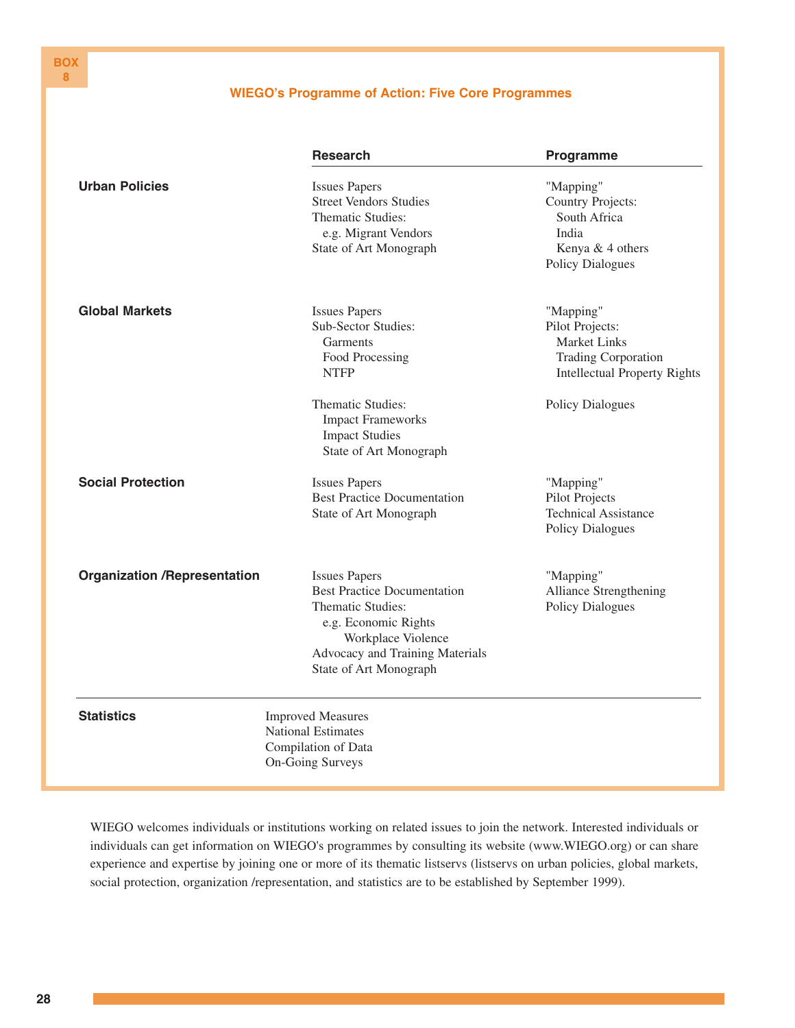**BOX 8**

### WIEGO's Programme of Action: Five Core Programmes

| | Research | Programme |
|---|---|---|
| **Urban Policies** | Issues Papers<br>Street Vendors Studies<br>Thematic Studies:<br>e.g. Migrant Vendors<br>State of Art Monograph | "Mapping"<br>Country Projects:<br>South Africa<br>India<br>Kenya & 4 others<br>Policy Dialogues |
| **Global Markets** | Issues Papers<br>Sub-Sector Studies:<br>Garments<br>Food Processing<br>NTFP | "Mapping"<br>Pilot Projects:<br>Market Links<br>Trading Corporation<br>Intellectual Property Rights |
| | Thematic Studies:<br>Impact Frameworks<br>Impact Studies<br>State of Art Monograph | Policy Dialogues |
| **Social Protection** | Issues Papers<br>Best Practice Documentation<br>State of Art Monograph | "Mapping"<br>Pilot Projects<br>Technical Assistance<br>Policy Dialogues |
| **Organization /Representation** | Issues Papers<br>Best Practice Documentation<br>Thematic Studies:<br>e.g. Economic Rights<br>Workplace Violence<br>Advocacy and Training Materials<br>State of Art Monograph | "Mapping"<br>Alliance Strengthening<br>Policy Dialogues |
| **Statistics** | Improved Measures<br>National Estimates<br>Compilation of Data<br>On-Going Surveys | |

WIEGO welcomes individuals or institutions working on related issues to join the network. Interested individuals or individuals can get information on WIEGO's programmes by consulting its website (www.WIEGO.org) or can share experience and expertise by joining one or more of its thematic listservs (listservs on urban policies, global markets, social protection, organization /representation, and statistics are to be established by September 1999).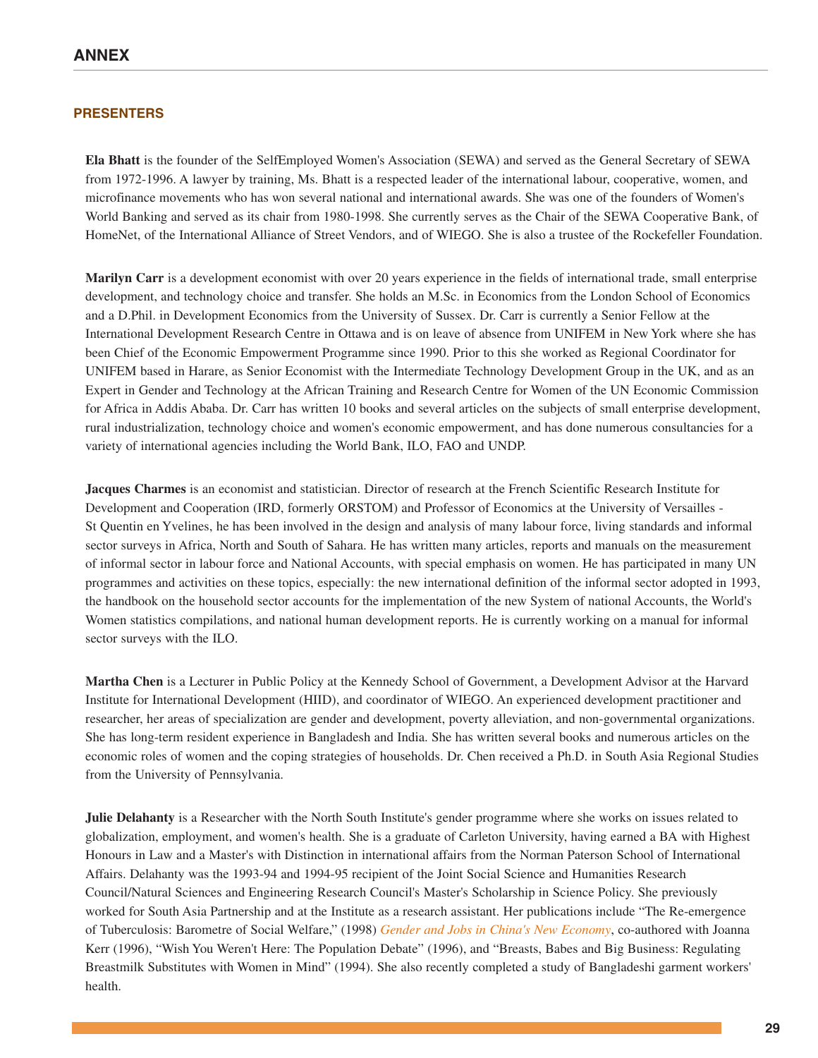## ANNEX

### PRESENTERS

**Ela Bhatt** is the founder of the SelfEmployed Women's Association (SEWA) and served as the General Secretary of SEWA from 1972-1996. A lawyer by training, Ms. Bhatt is a respected leader of the international labour, cooperative, women, and microfinance movements who has won several national and international awards. She was one of the founders of Women's World Banking and served as its chair from 1980-1998. She currently serves as the Chair of the SEWA Cooperative Bank, of HomeNet, of the International Alliance of Street Vendors, and of WIEGO. She is also a trustee of the Rockefeller Foundation.

**Marilyn Carr** is a development economist with over 20 years experience in the fields of international trade, small enterprise development, and technology choice and transfer. She holds an M.Sc. in Economics from the London School of Economics and a D.Phil. in Development Economics from the University of Sussex. Dr. Carr is currently a Senior Fellow at the International Development Research Centre in Ottawa and is on leave of absence from UNIFEM in New York where she has been Chief of the Economic Empowerment Programme since 1990. Prior to this she worked as Regional Coordinator for UNIFEM based in Harare, as Senior Economist with the Intermediate Technology Development Group in the UK, and as an Expert in Gender and Technology at the African Training and Research Centre for Women of the UN Economic Commission for Africa in Addis Ababa. Dr. Carr has written 10 books and several articles on the subjects of small enterprise development, rural industrialization, technology choice and women's economic empowerment, and has done numerous consultancies for a variety of international agencies including the World Bank, ILO, FAO and UNDP.

**Jacques Charmes** is an economist and statistician. Director of research at the French Scientific Research Institute for Development and Cooperation (IRD, formerly ORSTOM) and Professor of Economics at the University of Versailles - St Quentin en Yvelines, he has been involved in the design and analysis of many labour force, living standards and informal sector surveys in Africa, North and South of Sahara. He has written many articles, reports and manuals on the measurement of informal sector in labour force and National Accounts, with special emphasis on women. He has participated in many UN programmes and activities on these topics, especially: the new international definition of the informal sector adopted in 1993, the handbook on the household sector accounts for the implementation of the new System of national Accounts, the World's Women statistics compilations, and national human development reports. He is currently working on a manual for informal sector surveys with the ILO.

**Martha Chen** is a Lecturer in Public Policy at the Kennedy School of Government, a Development Advisor at the Harvard Institute for International Development (HIID), and coordinator of WIEGO. An experienced development practitioner and researcher, her areas of specialization are gender and development, poverty alleviation, and non-governmental organizations. She has long-term resident experience in Bangladesh and India. She has written several books and numerous articles on the economic roles of women and the coping strategies of households. Dr. Chen received a Ph.D. in South Asia Regional Studies from the University of Pennsylvania.

**Julie Delahanty** is a Researcher with the North South Institute's gender programme where she works on issues related to globalization, employment, and women's health. She is a graduate of Carleton University, having earned a BA with Highest Honours in Law and a Master's with Distinction in international affairs from the Norman Paterson School of International Affairs. Delahanty was the 1993-94 and 1994-95 recipient of the Joint Social Science and Humanities Research Council/Natural Sciences and Engineering Research Council's Master's Scholarship in Science Policy. She previously worked for South Asia Partnership and at the Institute as a research assistant. Her publications include "The Re-emergence of Tuberculosis: Barometre of Social Welfare," (1998) *Gender and Jobs in China's New Economy*, co-authored with Joanna Kerr (1996), "Wish You Weren't Here: The Population Debate" (1996), and "Breasts, Babes and Big Business: Regulating Breastmilk Substitutes with Women in Mind" (1994). She also recently completed a study of Bangladeshi garment workers' health.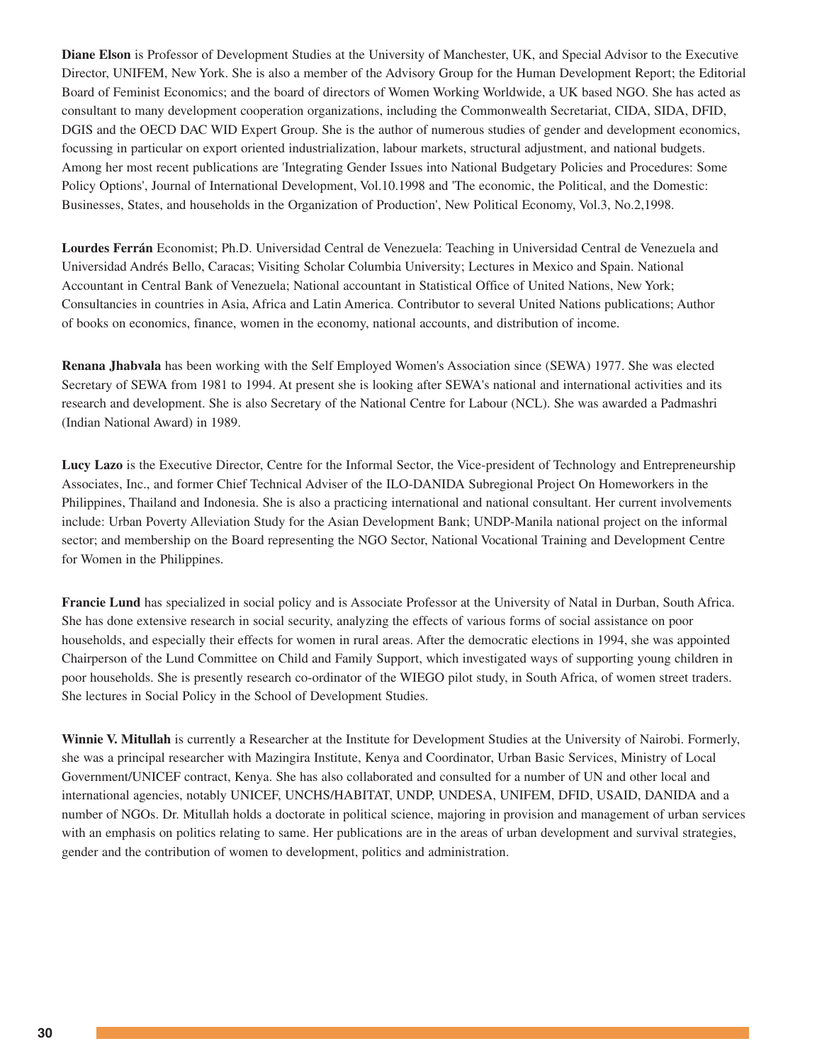**Diane Elson** is Professor of Development Studies at the University of Manchester, UK, and Special Advisor to the Executive Director, UNIFEM, New York. She is also a member of the Advisory Group for the Human Development Report; the Editorial Board of Feminist Economics; and the board of directors of Women Working Worldwide, a UK based NGO. She has acted as consultant to many development cooperation organizations, including the Commonwealth Secretariat, CIDA, SIDA, DFID, DGIS and the OECD DAC WID Expert Group. She is the author of numerous studies of gender and development economics, focussing in particular on export oriented industrialization, labour markets, structural adjustment, and national budgets. Among her most recent publications are 'Integrating Gender Issues into National Budgetary Policies and Procedures: Some Policy Options', Journal of International Development, Vol.10.1998 and 'The economic, the Political, and the Domestic: Businesses, States, and households in the Organization of Production', New Political Economy, Vol.3, No.2,1998.

**Lourdes Ferrán** Economist; Ph.D. Universidad Central de Venezuela: Teaching in Universidad Central de Venezuela and Universidad Andrés Bello, Caracas; Visiting Scholar Columbia University; Lectures in Mexico and Spain. National Accountant in Central Bank of Venezuela; National accountant in Statistical Office of United Nations, New York; Consultancies in countries in Asia, Africa and Latin America. Contributor to several United Nations publications; Author of books on economics, finance, women in the economy, national accounts, and distribution of income.

**Renana Jhabvala** has been working with the Self Employed Women's Association since (SEWA) 1977. She was elected Secretary of SEWA from 1981 to 1994. At present she is looking after SEWA's national and international activities and its research and development. She is also Secretary of the National Centre for Labour (NCL). She was awarded a Padmashri (Indian National Award) in 1989.

**Lucy Lazo** is the Executive Director, Centre for the Informal Sector, the Vice-president of Technology and Entrepreneurship Associates, Inc., and former Chief Technical Adviser of the ILO-DANIDA Subregional Project On Homeworkers in the Philippines, Thailand and Indonesia. She is also a practicing international and national consultant. Her current involvements include: Urban Poverty Alleviation Study for the Asian Development Bank; UNDP-Manila national project on the informal sector; and membership on the Board representing the NGO Sector, National Vocational Training and Development Centre for Women in the Philippines.

**Francie Lund** has specialized in social policy and is Associate Professor at the University of Natal in Durban, South Africa. She has done extensive research in social security, analyzing the effects of various forms of social assistance on poor households, and especially their effects for women in rural areas. After the democratic elections in 1994, she was appointed Chairperson of the Lund Committee on Child and Family Support, which investigated ways of supporting young children in poor households. She is presently research co-ordinator of the WIEGO pilot study, in South Africa, of women street traders. She lectures in Social Policy in the School of Development Studies.

**Winnie V. Mitullah** is currently a Researcher at the Institute for Development Studies at the University of Nairobi. Formerly, she was a principal researcher with Mazingira Institute, Kenya and Coordinator, Urban Basic Services, Ministry of Local Government/UNICEF contract, Kenya. She has also collaborated and consulted for a number of UN and other local and international agencies, notably UNICEF, UNCHS/HABITAT, UNDP, UNDESA, UNIFEM, DFID, USAID, DANIDA and a number of NGOs. Dr. Mitullah holds a doctorate in political science, majoring in provision and management of urban services with an emphasis on politics relating to same. Her publications are in the areas of urban development and survival strategies, gender and the contribution of women to development, politics and administration.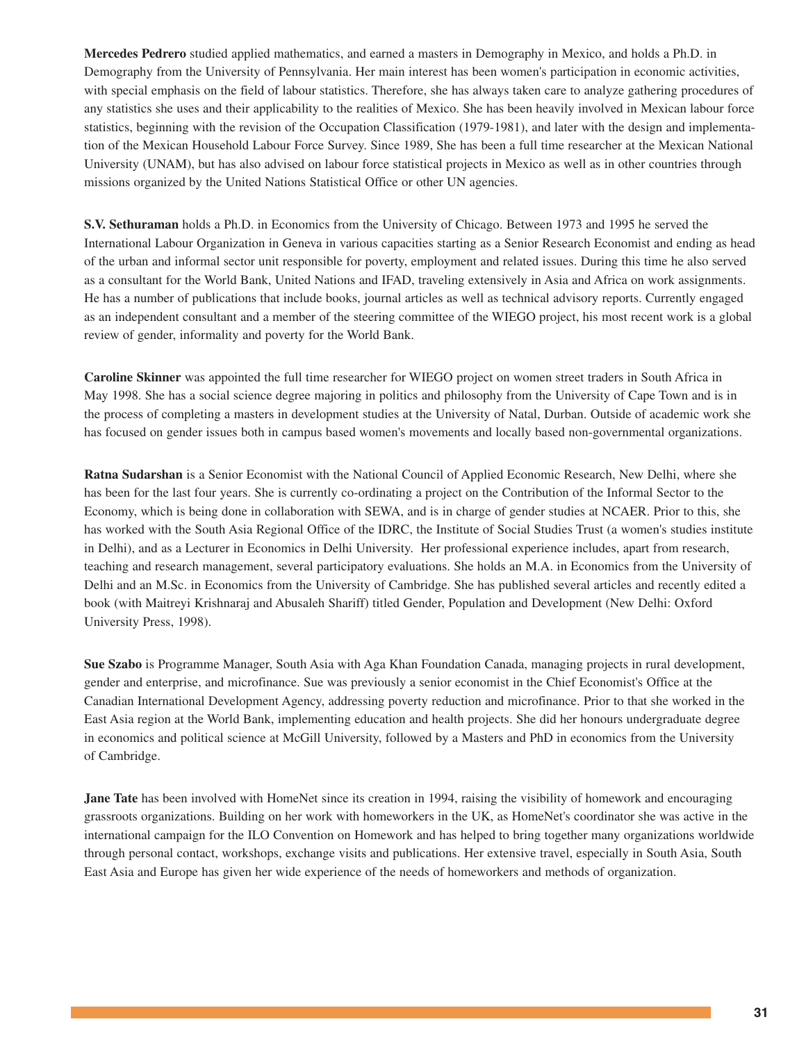**Mercedes Pedrero** studied applied mathematics, and earned a masters in Demography in Mexico, and holds a Ph.D. in Demography from the University of Pennsylvania. Her main interest has been women's participation in economic activities, with special emphasis on the field of labour statistics. Therefore, she has always taken care to analyze gathering procedures of any statistics she uses and their applicability to the realities of Mexico. She has been heavily involved in Mexican labour force statistics, beginning with the revision of the Occupation Classification (1979-1981), and later with the design and implementation of the Mexican Household Labour Force Survey. Since 1989, She has been a full time researcher at the Mexican National University (UNAM), but has also advised on labour force statistical projects in Mexico as well as in other countries through missions organized by the United Nations Statistical Office or other UN agencies.

**S.V. Sethuraman** holds a Ph.D. in Economics from the University of Chicago. Between 1973 and 1995 he served the International Labour Organization in Geneva in various capacities starting as a Senior Research Economist and ending as head of the urban and informal sector unit responsible for poverty, employment and related issues. During this time he also served as a consultant for the World Bank, United Nations and IFAD, traveling extensively in Asia and Africa on work assignments. He has a number of publications that include books, journal articles as well as technical advisory reports. Currently engaged as an independent consultant and a member of the steering committee of the WIEGO project, his most recent work is a global review of gender, informality and poverty for the World Bank.

**Caroline Skinner** was appointed the full time researcher for WIEGO project on women street traders in South Africa in May 1998. She has a social science degree majoring in politics and philosophy from the University of Cape Town and is in the process of completing a masters in development studies at the University of Natal, Durban. Outside of academic work she has focused on gender issues both in campus based women's movements and locally based non-governmental organizations.

**Ratna Sudarshan** is a Senior Economist with the National Council of Applied Economic Research, New Delhi, where she has been for the last four years. She is currently co-ordinating a project on the Contribution of the Informal Sector to the Economy, which is being done in collaboration with SEWA, and is in charge of gender studies at NCAER. Prior to this, she has worked with the South Asia Regional Office of the IDRC, the Institute of Social Studies Trust (a women's studies institute in Delhi), and as a Lecturer in Economics in Delhi University. Her professional experience includes, apart from research, teaching and research management, several participatory evaluations. She holds an M.A. in Economics from the University of Delhi and an M.Sc. in Economics from the University of Cambridge. She has published several articles and recently edited a book (with Maitreyi Krishnaraj and Abusaleh Shariff) titled Gender, Population and Development (New Delhi: Oxford University Press, 1998).

**Sue Szabo** is Programme Manager, South Asia with Aga Khan Foundation Canada, managing projects in rural development, gender and enterprise, and microfinance. Sue was previously a senior economist in the Chief Economist's Office at the Canadian International Development Agency, addressing poverty reduction and microfinance. Prior to that she worked in the East Asia region at the World Bank, implementing education and health projects. She did her honours undergraduate degree in economics and political science at McGill University, followed by a Masters and PhD in economics from the University of Cambridge.

**Jane Tate** has been involved with HomeNet since its creation in 1994, raising the visibility of homework and encouraging grassroots organizations. Building on her work with homeworkers in the UK, as HomeNet's coordinator she was active in the international campaign for the ILO Convention on Homework and has helped to bring together many organizations worldwide through personal contact, workshops, exchange visits and publications. Her extensive travel, especially in South Asia, South East Asia and Europe has given her wide experience of the needs of homeworkers and methods of organization.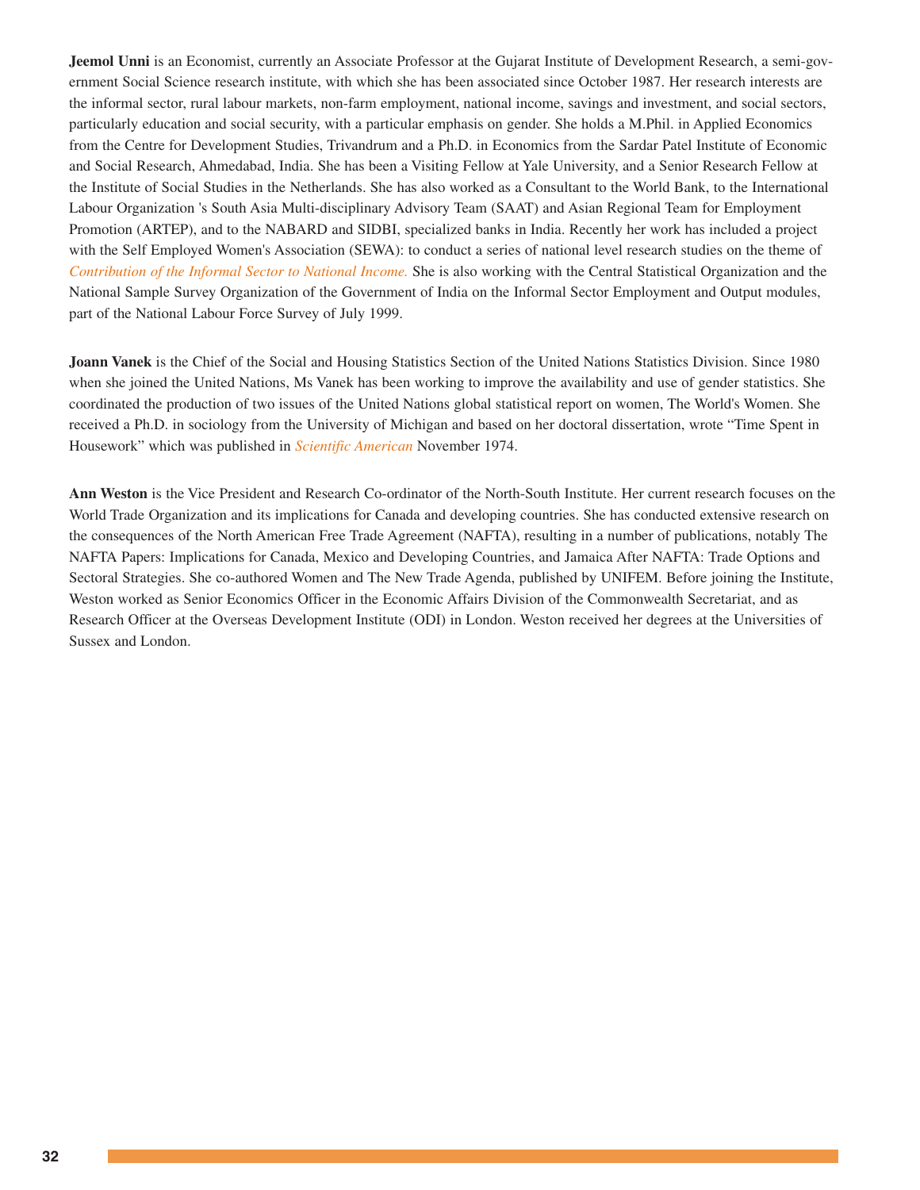**Jeemol Unni** is an Economist, currently an Associate Professor at the Gujarat Institute of Development Research, a semi-government Social Science research institute, with which she has been associated since October 1987. Her research interests are the informal sector, rural labour markets, non-farm employment, national income, savings and investment, and social sectors, particularly education and social security, with a particular emphasis on gender. She holds a M.Phil. in Applied Economics from the Centre for Development Studies, Trivandrum and a Ph.D. in Economics from the Sardar Patel Institute of Economic and Social Research, Ahmedabad, India. She has been a Visiting Fellow at Yale University, and a Senior Research Fellow at the Institute of Social Studies in the Netherlands. She has also worked as a Consultant to the World Bank, to the International Labour Organization 's South Asia Multi-disciplinary Advisory Team (SAAT) and Asian Regional Team for Employment Promotion (ARTEP), and to the NABARD and SIDBI, specialized banks in India. Recently her work has included a project with the Self Employed Women's Association (SEWA): to conduct a series of national level research studies on the theme of *Contribution of the Informal Sector to National Income.* She is also working with the Central Statistical Organization and the National Sample Survey Organization of the Government of India on the Informal Sector Employment and Output modules, part of the National Labour Force Survey of July 1999.

**Joann Vanek** is the Chief of the Social and Housing Statistics Section of the United Nations Statistics Division. Since 1980 when she joined the United Nations, Ms Vanek has been working to improve the availability and use of gender statistics. She coordinated the production of two issues of the United Nations global statistical report on women, The World's Women. She received a Ph.D. in sociology from the University of Michigan and based on her doctoral dissertation, wrote "Time Spent in Housework" which was published in *Scientific American* November 1974.

**Ann Weston** is the Vice President and Research Co-ordinator of the North-South Institute. Her current research focuses on the World Trade Organization and its implications for Canada and developing countries. She has conducted extensive research on the consequences of the North American Free Trade Agreement (NAFTA), resulting in a number of publications, notably The NAFTA Papers: Implications for Canada, Mexico and Developing Countries, and Jamaica After NAFTA: Trade Options and Sectoral Strategies. She co-authored Women and The New Trade Agenda, published by UNIFEM. Before joining the Institute, Weston worked as Senior Economics Officer in the Economic Affairs Division of the Commonwealth Secretariat, and as Research Officer at the Overseas Development Institute (ODI) in London. Weston received her degrees at the Universities of Sussex and London.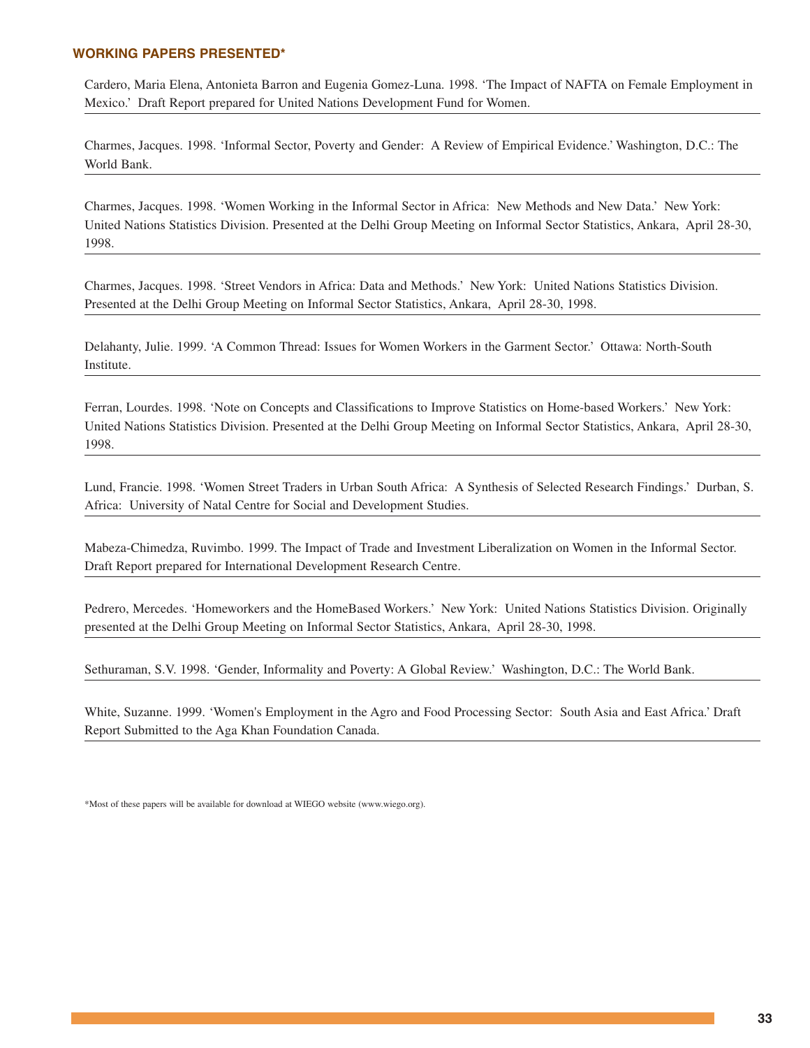### WORKING PAPERS PRESENTED*

Cardero, Maria Elena, Antonieta Barron and Eugenia Gomez-Luna. 1998. 'The Impact of NAFTA on Female Employment in Mexico.' Draft Report prepared for United Nations Development Fund for Women.

Charmes, Jacques. 1998. 'Informal Sector, Poverty and Gender: A Review of Empirical Evidence.' Washington, D.C.: The World Bank.

Charmes, Jacques. 1998. 'Women Working in the Informal Sector in Africa: New Methods and New Data.' New York: United Nations Statistics Division. Presented at the Delhi Group Meeting on Informal Sector Statistics, Ankara, April 28-30, 1998.

Charmes, Jacques. 1998. 'Street Vendors in Africa: Data and Methods.' New York: United Nations Statistics Division. Presented at the Delhi Group Meeting on Informal Sector Statistics, Ankara, April 28-30, 1998.

Delahanty, Julie. 1999. 'A Common Thread: Issues for Women Workers in the Garment Sector.' Ottawa: North-South Institute.

Ferran, Lourdes. 1998. 'Note on Concepts and Classifications to Improve Statistics on Home-based Workers.' New York: United Nations Statistics Division. Presented at the Delhi Group Meeting on Informal Sector Statistics, Ankara, April 28-30, 1998.

Lund, Francie. 1998. 'Women Street Traders in Urban South Africa: A Synthesis of Selected Research Findings.' Durban, S. Africa: University of Natal Centre for Social and Development Studies.

Mabeza-Chimedza, Ruvimbo. 1999. The Impact of Trade and Investment Liberalization on Women in the Informal Sector. Draft Report prepared for International Development Research Centre.

Pedrero, Mercedes. 'Homeworkers and the HomeBased Workers.' New York: United Nations Statistics Division. Originally presented at the Delhi Group Meeting on Informal Sector Statistics, Ankara, April 28-30, 1998.

Sethuraman, S.V. 1998. 'Gender, Informality and Poverty: A Global Review.' Washington, D.C.: The World Bank.

White, Suzanne. 1999. 'Women's Employment in the Agro and Food Processing Sector: South Asia and East Africa.' Draft Report Submitted to the Aga Khan Foundation Canada.

*Most of these papers will be available for download at WIEGO website (www.wiego.org).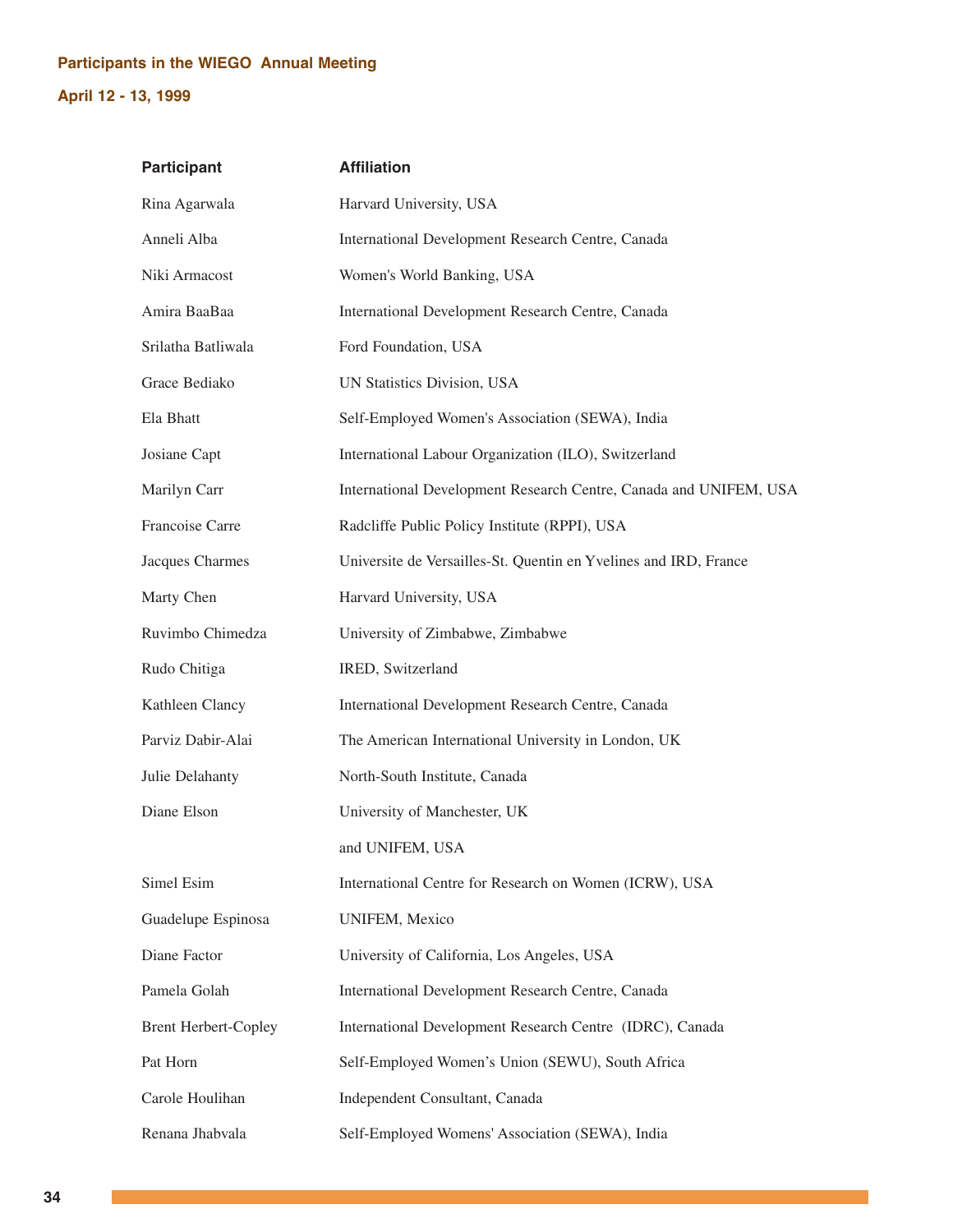**Participants in the WIEGO Annual Meeting**

**April 12 - 13, 1999**

| Participant | Affiliation |
|---|---|
| Rina Agarwala | Harvard University, USA |
| Anneli Alba | International Development Research Centre, Canada |
| Niki Armacost | Women's World Banking, USA |
| Amira BaaBaa | International Development Research Centre, Canada |
| Srilatha Batliwala | Ford Foundation, USA |
| Grace Bediako | UN Statistics Division, USA |
| Ela Bhatt | Self-Employed Women's Association (SEWA), India |
| Josiane Capt | International Labour Organization (ILO), Switzerland |
| Marilyn Carr | International Development Research Centre, Canada and UNIFEM, USA |
| Francoise Carre | Radcliffe Public Policy Institute (RPPI), USA |
| Jacques Charmes | Universite de Versailles-St. Quentin en Yvelines and IRD, France |
| Marty Chen | Harvard University, USA |
| Ruvimbo Chimedza | University of Zimbabwe, Zimbabwe |
| Rudo Chitiga | IRED, Switzerland |
| Kathleen Clancy | International Development Research Centre, Canada |
| Parviz Dabir-Alai | The American International University in London, UK |
| Julie Delahanty | North-South Institute, Canada |
| Diane Elson | University of Manchester, UK and UNIFEM, USA |
| Simel Esim | International Centre for Research on Women (ICRW), USA |
| Guadelupe Espinosa | UNIFEM, Mexico |
| Diane Factor | University of California, Los Angeles, USA |
| Pamela Golah | International Development Research Centre, Canada |
| Brent Herbert-Copley | International Development Research Centre (IDRC), Canada |
| Pat Horn | Self-Employed Women's Union (SEWU), South Africa |
| Carole Houlihan | Independent Consultant, Canada |
| Renana Jhabvala | Self-Employed Womens' Association (SEWA), India |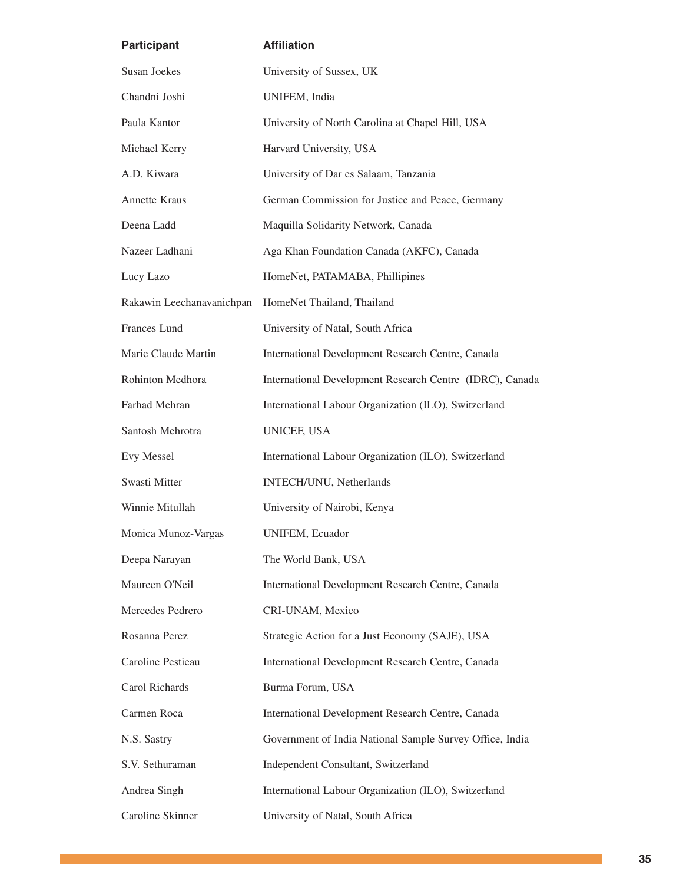| Participant | Affiliation |
|---|---|
| Susan Joekes | University of Sussex, UK |
| Chandni Joshi | UNIFEM, India |
| Paula Kantor | University of North Carolina at Chapel Hill, USA |
| Michael Kerry | Harvard University, USA |
| A.D. Kiwara | University of Dar es Salaam, Tanzania |
| Annette Kraus | German Commission for Justice and Peace, Germany |
| Deena Ladd | Maquilla Solidarity Network, Canada |
| Nazeer Ladhani | Aga Khan Foundation Canada (AKFC), Canada |
| Lucy Lazo | HomeNet, PATAMABA, Phillipines |
| Rakawin Leechanavanichpan | HomeNet Thailand, Thailand |
| Frances Lund | University of Natal, South Africa |
| Marie Claude Martin | International Development Research Centre, Canada |
| Rohinton Medhora | International Development Research Centre (IDRC), Canada |
| Farhad Mehran | International Labour Organization (ILO), Switzerland |
| Santosh Mehrotra | UNICEF, USA |
| Evy Messel | International Labour Organization (ILO), Switzerland |
| Swasti Mitter | INTECH/UNU, Netherlands |
| Winnie Mitullah | University of Nairobi, Kenya |
| Monica Munoz-Vargas | UNIFEM, Ecuador |
| Deepa Narayan | The World Bank, USA |
| Maureen O'Neil | International Development Research Centre, Canada |
| Mercedes Pedrero | CRI-UNAM, Mexico |
| Rosanna Perez | Strategic Action for a Just Economy (SAJE), USA |
| Caroline Pestieau | International Development Research Centre, Canada |
| Carol Richards | Burma Forum, USA |
| Carmen Roca | International Development Research Centre, Canada |
| N.S. Sastry | Government of India National Sample Survey Office, India |
| S.V. Sethuraman | Independent Consultant, Switzerland |
| Andrea Singh | International Labour Organization (ILO), Switzerland |
| Caroline Skinner | University of Natal, South Africa |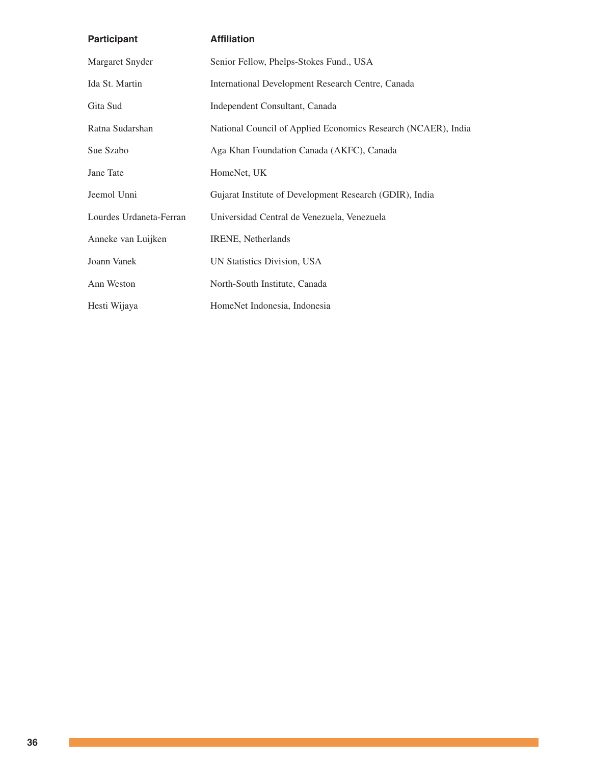| Participant | Affiliation |
|---|---|
| Margaret Snyder | Senior Fellow, Phelps-Stokes Fund., USA |
| Ida St. Martin | International Development Research Centre, Canada |
| Gita Sud | Independent Consultant, Canada |
| Ratna Sudarshan | National Council of Applied Economics Research (NCAER), India |
| Sue Szabo | Aga Khan Foundation Canada (AKFC), Canada |
| Jane Tate | HomeNet, UK |
| Jeemol Unni | Gujarat Institute of Development Research (GDIR), India |
| Lourdes Urdaneta-Ferran | Universidad Central de Venezuela, Venezuela |
| Anneke van Luijken | IRENE, Netherlands |
| Joann Vanek | UN Statistics Division, USA |
| Ann Weston | North-South Institute, Canada |
| Hesti Wijaya | HomeNet Indonesia, Indonesia |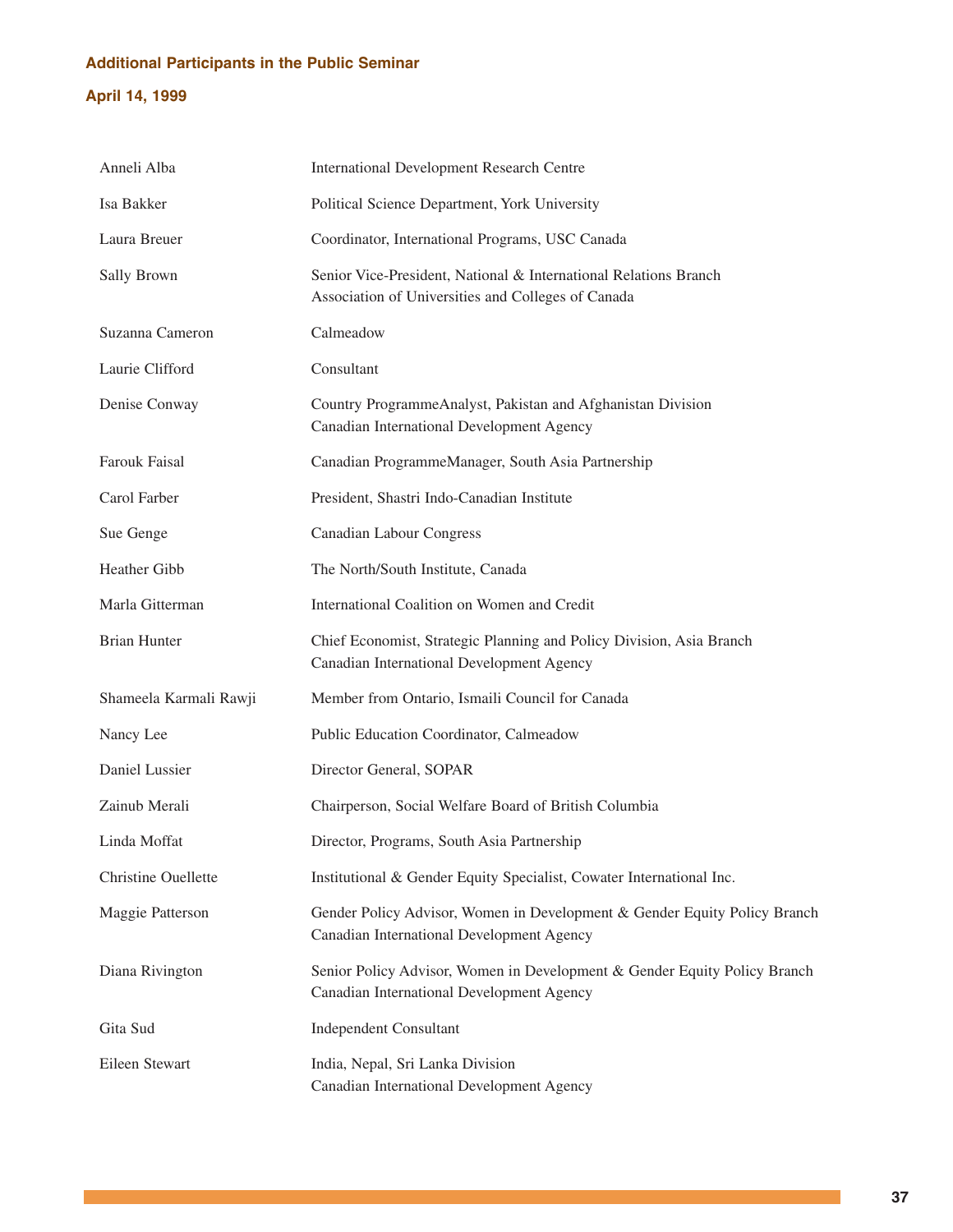### Additional Participants in the Public Seminar

### April 14, 1999

| Name | Affiliation |
|---|---|
| Anneli Alba | International Development Research Centre |
| Isa Bakker | Political Science Department, York University |
| Laura Breuer | Coordinator, International Programs, USC Canada |
| Sally Brown | Senior Vice-President, National & International Relations Branch<br>Association of Universities and Colleges of Canada |
| Suzanna Cameron | Calmeadow |
| Laurie Clifford | Consultant |
| Denise Conway | Country ProgrammeAnalyst, Pakistan and Afghanistan Division<br>Canadian International Development Agency |
| Farouk Faisal | Canadian ProgrammeManager, South Asia Partnership |
| Carol Farber | President, Shastri Indo-Canadian Institute |
| Sue Genge | Canadian Labour Congress |
| Heather Gibb | The North/South Institute, Canada |
| Marla Gitterman | International Coalition on Women and Credit |
| Brian Hunter | Chief Economist, Strategic Planning and Policy Division, Asia Branch<br>Canadian International Development Agency |
| Shameela Karmali Rawji | Member from Ontario, Ismaili Council for Canada |
| Nancy Lee | Public Education Coordinator, Calmeadow |
| Daniel Lussier | Director General, SOPAR |
| Zainub Merali | Chairperson, Social Welfare Board of British Columbia |
| Linda Moffat | Director, Programs, South Asia Partnership |
| Christine Ouellette | Institutional & Gender Equity Specialist, Cowater International Inc. |
| Maggie Patterson | Gender Policy Advisor, Women in Development & Gender Equity Policy Branch<br>Canadian International Development Agency |
| Diana Rivington | Senior Policy Advisor, Women in Development & Gender Equity Policy Branch<br>Canadian International Development Agency |
| Gita Sud | Independent Consultant |
| Eileen Stewart | India, Nepal, Sri Lanka Division<br>Canadian International Development Agency |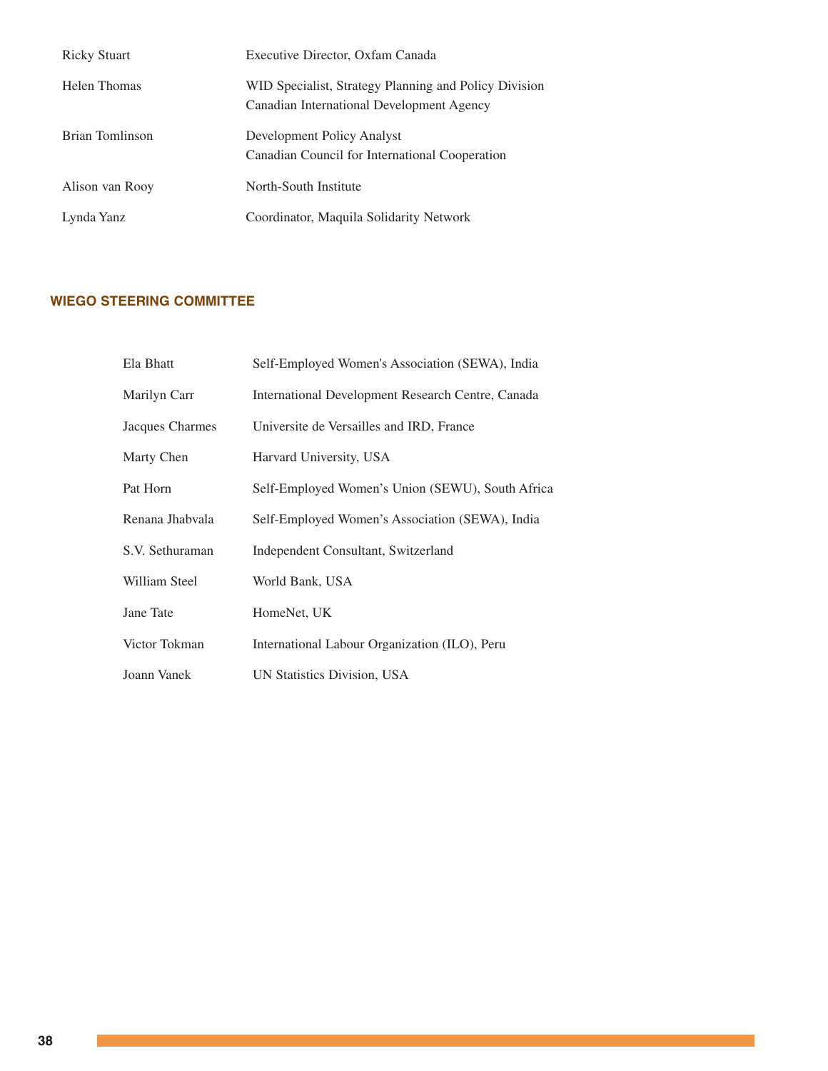| | |
|---|---|
| Ricky Stuart | Executive Director, Oxfam Canada |
| Helen Thomas | WID Specialist, Strategy Planning and Policy Division<br>Canadian International Development Agency |
| Brian Tomlinson | Development Policy Analyst<br>Canadian Council for International Cooperation |
| Alison van Rooy | North-South Institute |
| Lynda Yanz | Coordinator, Maquila Solidarity Network |

## WIEGO STEERING COMMITTEE

| | |
|---|---|
| Ela Bhatt | Self-Employed Women's Association (SEWA), India |
| Marilyn Carr | International Development Research Centre, Canada |
| Jacques Charmes | Universite de Versailles and IRD, France |
| Marty Chen | Harvard University, USA |
| Pat Horn | Self-Employed Women's Union (SEWU), South Africa |
| Renana Jhabvala | Self-Employed Women's Association (SEWA), India |
| S.V. Sethuraman | Independent Consultant, Switzerland |
| William Steel | World Bank, USA |
| Jane Tate | HomeNet, UK |
| Victor Tokman | International Labour Organization (ILO), Peru |
| Joann Vanek | UN Statistics Division, USA |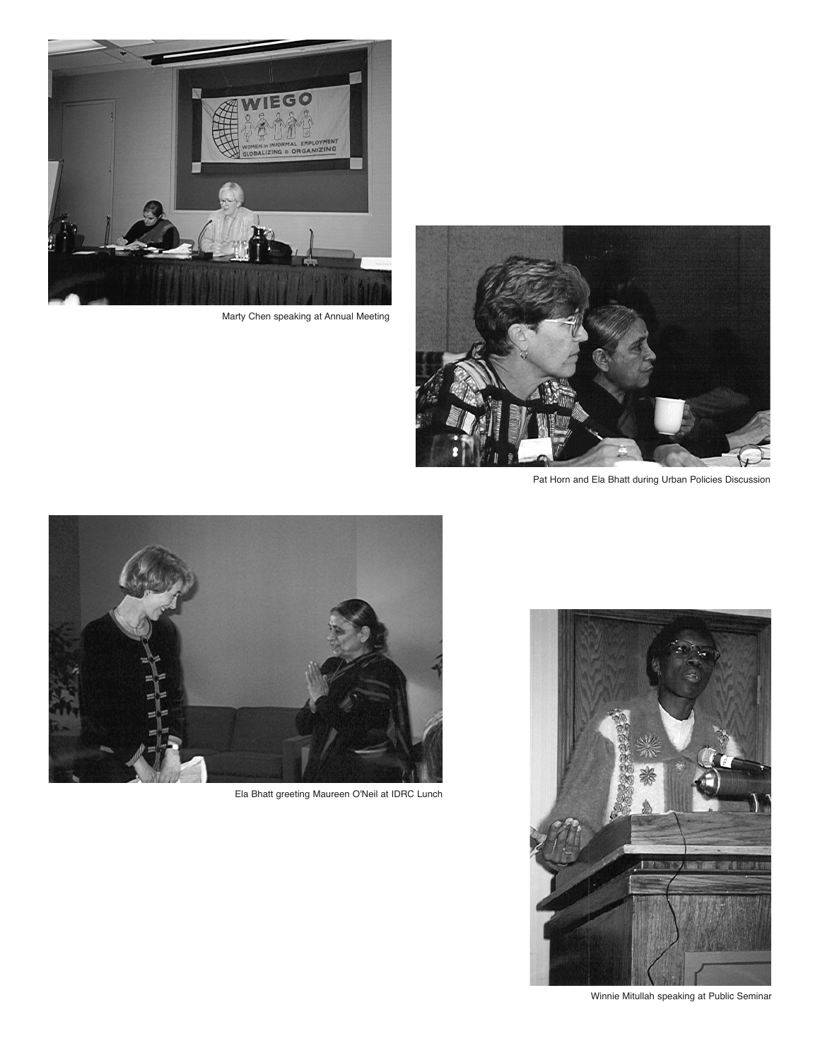Marty Chen speaking at Annual Meeting

Pat Horn and Ela Bhatt during Urban Policies Discussion

Ela Bhatt greeting Maureen O'Neil at IDRC Lunch

Winnie Mitullah speaking at Public Seminar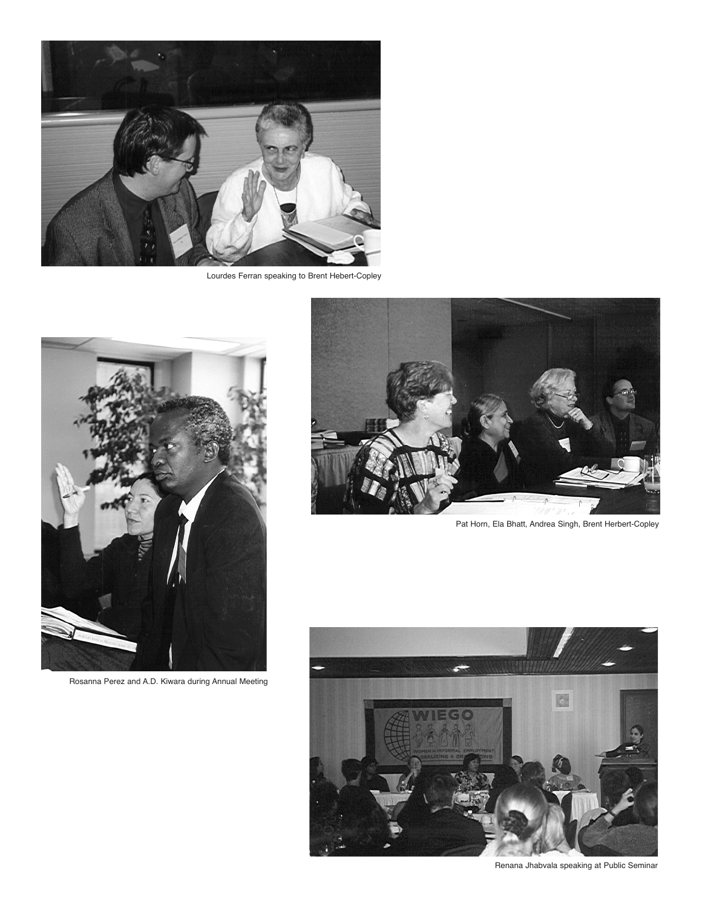Lourdes Ferran speaking to Brent Hebert-Copley

Pat Horn, Ela Bhatt, Andrea Singh, Brent Herbert-Copley

Rosanna Perez and A.D. Kiwara during Annual Meeting

Renana Jhabvala speaking at Public Seminar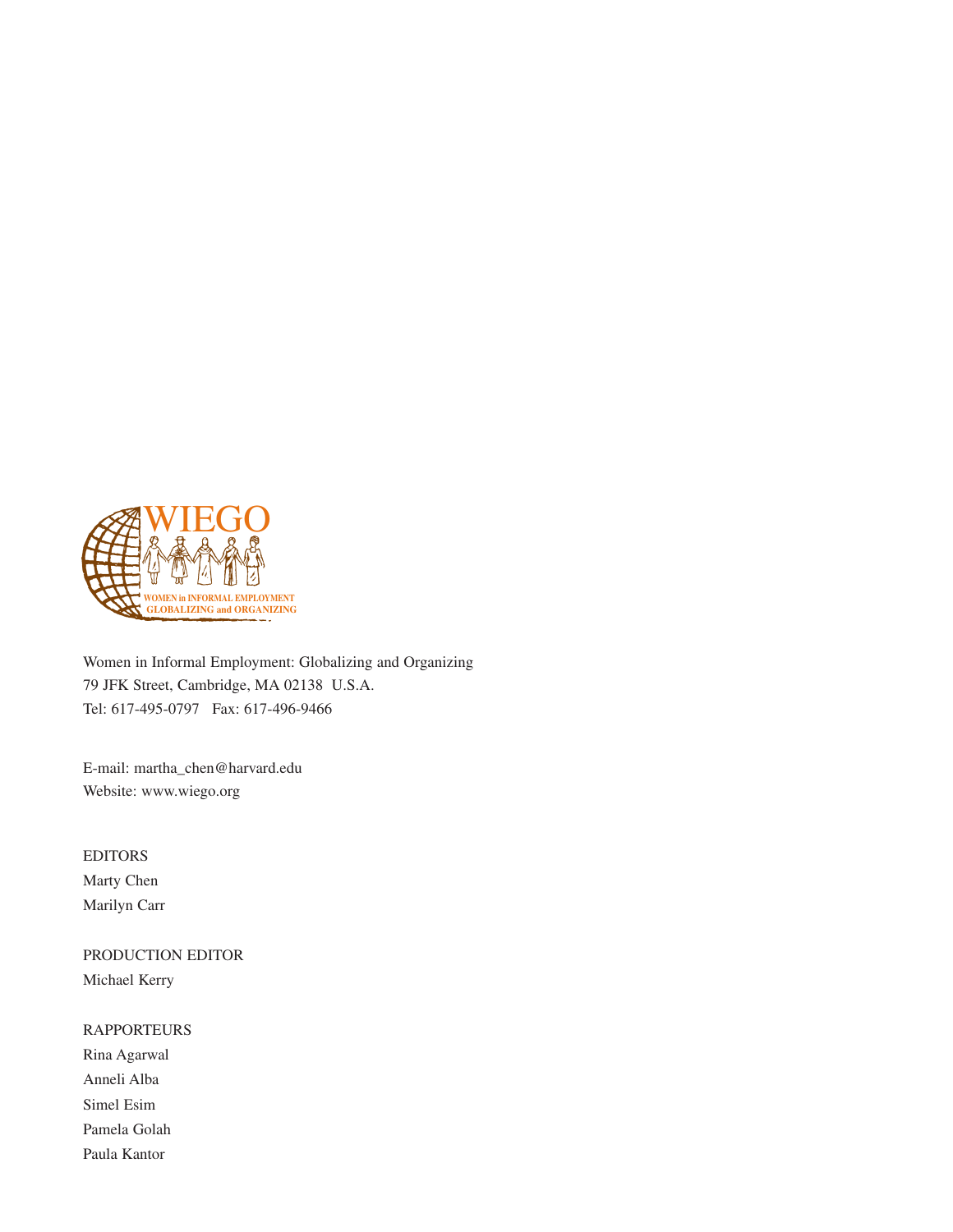WIEGO

WOMEN in INFORMAL EMPLOYMENT
GLOBALIZING and ORGANIZING

Women in Informal Employment: Globalizing and Organizing
79 JFK Street, Cambridge, MA 02138 U.S.A.
Tel: 617-495-0797 Fax: 617-496-9466

E-mail: martha_chen@harvard.edu
Website: www.wiego.org

EDITORS
Marty Chen
Marilyn Carr

PRODUCTION EDITOR
Michael Kerry

RAPPORTEURS
Rina Agarwal
Anneli Alba
Simel Esim
Pamela Golah
Paula Kantor